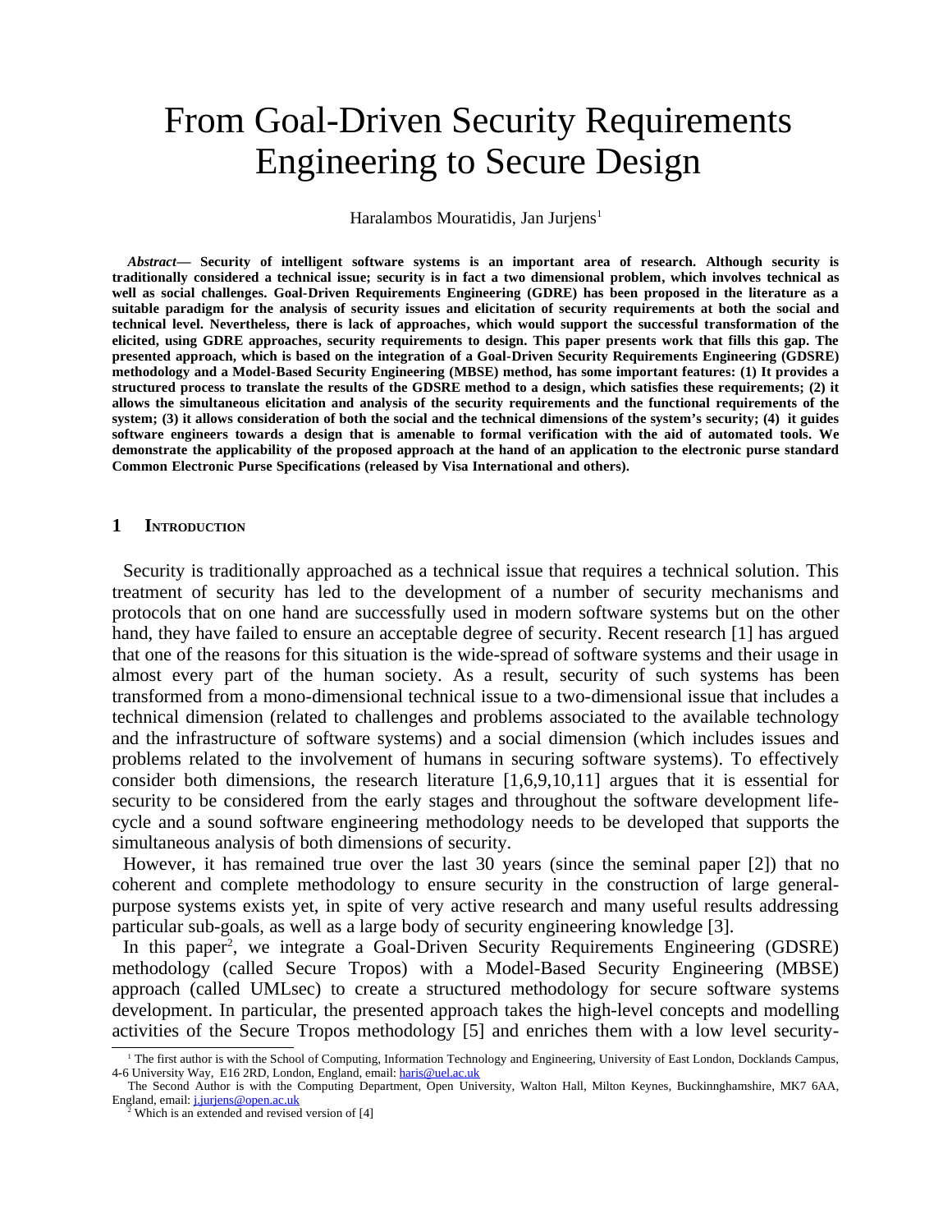# From Goal-Driven Security Requirements Engineering to Secure Design

Haralambos Mouratidis, Jan Jurjens[1]

***Abstract***— **Security of intelligent software systems is an important area of research. Although security is traditionally considered a technical issue; security is in fact a two dimensional problem, which involves technical as well as social challenges. Goal-Driven Requirements Engineering (GDRE) has been proposed in the literature as a suitable paradigm for the analysis of security issues and elicitation of security requirements at both the social and technical level. Nevertheless, there is lack of approaches, which would support the successful transformation of the elicited, using GDRE approaches, security requirements to design. This paper presents work that fills this gap. The presented approach, which is based on the integration of a Goal-Driven Security Requirements Engineering (GDSRE) methodology and a Model-Based Security Engineering (MBSE) method, has some important features: (1) It provides a structured process to translate the results of the GDSRE method to a design, which satisfies these requirements; (2) it allows the simultaneous elicitation and analysis of the security requirements and the functional requirements of the system; (3) it allows consideration of both the social and the technical dimensions of the system's security; (4) it guides software engineers towards a design that is amenable to formal verification with the aid of automated tools. We demonstrate the applicability of the proposed approach at the hand of an application to the electronic purse standard Common Electronic Purse Specifications (released by Visa International and others).**

## 1 Introduction

Security is traditionally approached as a technical issue that requires a technical solution. This treatment of security has led to the development of a number of security mechanisms and protocols that on one hand are successfully used in modern software systems but on the other hand, they have failed to ensure an acceptable degree of security. Recent research [1] has argued that one of the reasons for this situation is the wide-spread of software systems and their usage in almost every part of the human society. As a result, security of such systems has been transformed from a mono-dimensional technical issue to a two-dimensional issue that includes a technical dimension (related to challenges and problems associated to the available technology and the infrastructure of software systems) and a social dimension (which includes issues and problems related to the involvement of humans in securing software systems). To effectively consider both dimensions, the research literature [1,6,9,10,11] argues that it is essential for security to be considered from the early stages and throughout the software development life-cycle and a sound software engineering methodology needs to be developed that supports the simultaneous analysis of both dimensions of security.

However, it has remained true over the last 30 years (since the seminal paper [2]) that no coherent and complete methodology to ensure security in the construction of large general-purpose systems exists yet, in spite of very active research and many useful results addressing particular sub-goals, as well as a large body of security engineering knowledge [3].

In this paper[2], we integrate a Goal-Driven Security Requirements Engineering (GDSRE) methodology (called Secure Tropos) with a Model-Based Security Engineering (MBSE) approach (called UMLsec) to create a structured methodology for secure software systems development. In particular, the presented approach takes the high-level concepts and modelling activities of the Secure Tropos methodology [5] and enriches them with a low level security-

[1] The first author is with the School of Computing, Information Technology and Engineering, University of East London, Docklands Campus, 4-6 University Way, E16 2RD, London, England, email: haris@uel.ac.uk

The Second Author is with the Computing Department, Open University, Walton Hall, Milton Keynes, Buckinnghamshire, MK7 6AA, England, email: j.jurjens@open.ac.uk

[2] Which is an extended and revised version of [4]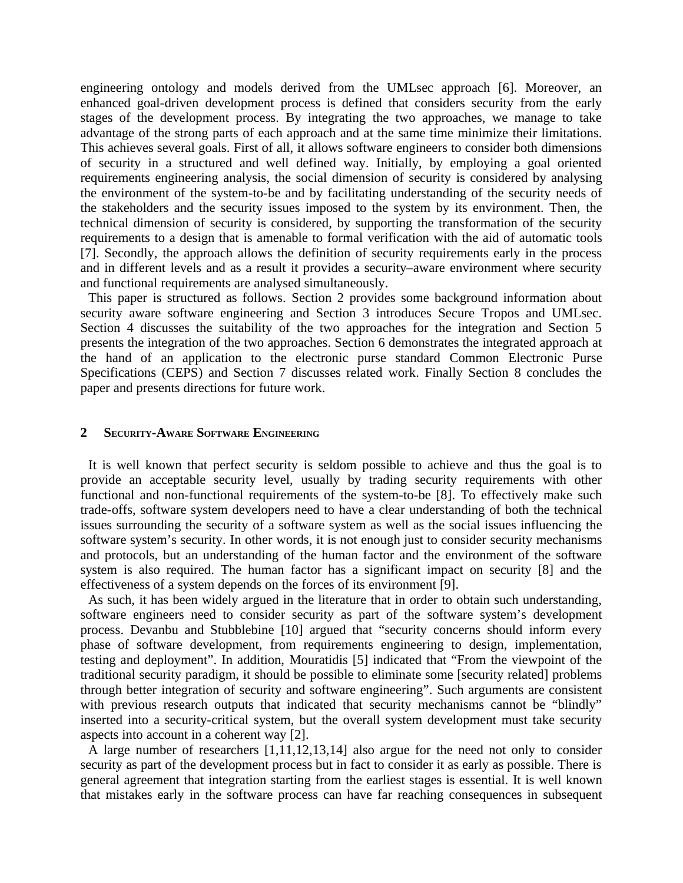engineering ontology and models derived from the UMLsec approach [6]. Moreover, an enhanced goal-driven development process is defined that considers security from the early stages of the development process. By integrating the two approaches, we manage to take advantage of the strong parts of each approach and at the same time minimize their limitations. This achieves several goals. First of all, it allows software engineers to consider both dimensions of security in a structured and well defined way. Initially, by employing a goal oriented requirements engineering analysis, the social dimension of security is considered by analysing the environment of the system-to-be and by facilitating understanding of the security needs of the stakeholders and the security issues imposed to the system by its environment. Then, the technical dimension of security is considered, by supporting the transformation of the security requirements to a design that is amenable to formal verification with the aid of automatic tools [7]. Secondly, the approach allows the definition of security requirements early in the process and in different levels and as a result it provides a security–aware environment where security and functional requirements are analysed simultaneously.

This paper is structured as follows. Section 2 provides some background information about security aware software engineering and Section 3 introduces Secure Tropos and UMLsec. Section 4 discusses the suitability of the two approaches for the integration and Section 5 presents the integration of the two approaches. Section 6 demonstrates the integrated approach at the hand of an application to the electronic purse standard Common Electronic Purse Specifications (CEPS) and Section 7 discusses related work. Finally Section 8 concludes the paper and presents directions for future work.

## 2 Security-Aware Software Engineering

It is well known that perfect security is seldom possible to achieve and thus the goal is to provide an acceptable security level, usually by trading security requirements with other functional and non-functional requirements of the system-to-be [8]. To effectively make such trade-offs, software system developers need to have a clear understanding of both the technical issues surrounding the security of a software system as well as the social issues influencing the software system's security. In other words, it is not enough just to consider security mechanisms and protocols, but an understanding of the human factor and the environment of the software system is also required. The human factor has a significant impact on security [8] and the effectiveness of a system depends on the forces of its environment [9].

As such, it has been widely argued in the literature that in order to obtain such understanding, software engineers need to consider security as part of the software system's development process. Devanbu and Stubblebine [10] argued that "security concerns should inform every phase of software development, from requirements engineering to design, implementation, testing and deployment". In addition, Mouratidis [5] indicated that "From the viewpoint of the traditional security paradigm, it should be possible to eliminate some [security related] problems through better integration of security and software engineering". Such arguments are consistent with previous research outputs that indicated that security mechanisms cannot be "blindly" inserted into a security-critical system, but the overall system development must take security aspects into account in a coherent way [2].

A large number of researchers [1,11,12,13,14] also argue for the need not only to consider security as part of the development process but in fact to consider it as early as possible. There is general agreement that integration starting from the earliest stages is essential. It is well known that mistakes early in the software process can have far reaching consequences in subsequent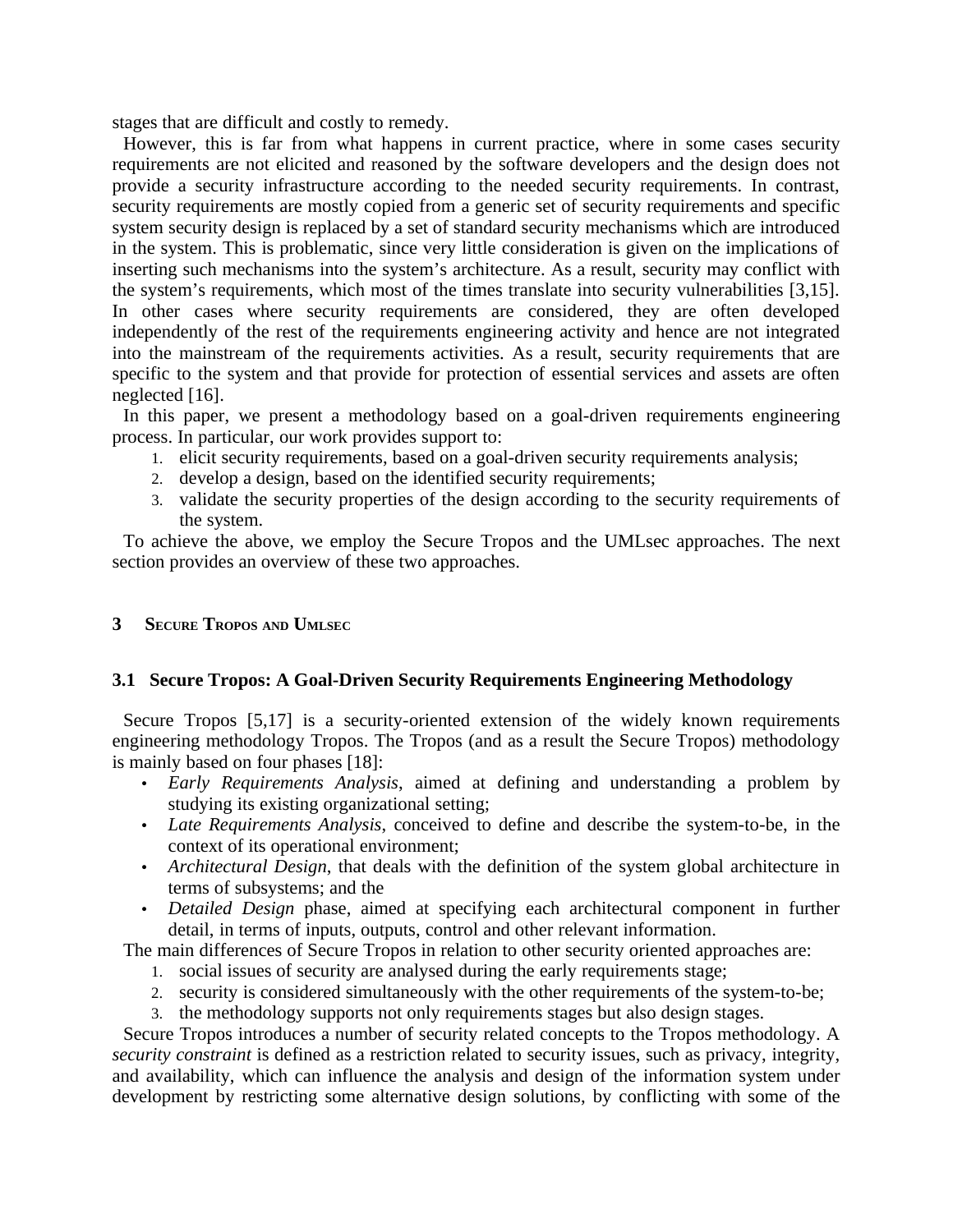stages that are difficult and costly to remedy.

However, this is far from what happens in current practice, where in some cases security requirements are not elicited and reasoned by the software developers and the design does not provide a security infrastructure according to the needed security requirements. In contrast, security requirements are mostly copied from a generic set of security requirements and specific system security design is replaced by a set of standard security mechanisms which are introduced in the system. This is problematic, since very little consideration is given on the implications of inserting such mechanisms into the system's architecture. As a result, security may conflict with the system's requirements, which most of the times translate into security vulnerabilities [3,15]. In other cases where security requirements are considered, they are often developed independently of the rest of the requirements engineering activity and hence are not integrated into the mainstream of the requirements activities. As a result, security requirements that are specific to the system and that provide for protection of essential services and assets are often neglected [16].

In this paper, we present a methodology based on a goal-driven requirements engineering process. In particular, our work provides support to:

1. elicit security requirements, based on a goal-driven security requirements analysis;
2. develop a design, based on the identified security requirements;
3. validate the security properties of the design according to the security requirements of the system.

To achieve the above, we employ the Secure Tropos and the UMLsec approaches. The next section provides an overview of these two approaches.

## 3 Secure Tropos and UMLsec

### 3.1 Secure Tropos: A Goal-Driven Security Requirements Engineering Methodology

Secure Tropos [5,17] is a security-oriented extension of the widely known requirements engineering methodology Tropos. The Tropos (and as a result the Secure Tropos) methodology is mainly based on four phases [18]:

- *Early Requirements Analysis*, aimed at defining and understanding a problem by studying its existing organizational setting;
- *Late Requirements Analysis*, conceived to define and describe the system-to-be, in the context of its operational environment;
- *Architectural Design*, that deals with the definition of the system global architecture in terms of subsystems; and the
- *Detailed Design* phase, aimed at specifying each architectural component in further detail, in terms of inputs, outputs, control and other relevant information.

The main differences of Secure Tropos in relation to other security oriented approaches are:

1. social issues of security are analysed during the early requirements stage;
2. security is considered simultaneously with the other requirements of the system-to-be;
3. the methodology supports not only requirements stages but also design stages.

Secure Tropos introduces a number of security related concepts to the Tropos methodology. A *security constraint* is defined as a restriction related to security issues, such as privacy, integrity, and availability, which can influence the analysis and design of the information system under development by restricting some alternative design solutions, by conflicting with some of the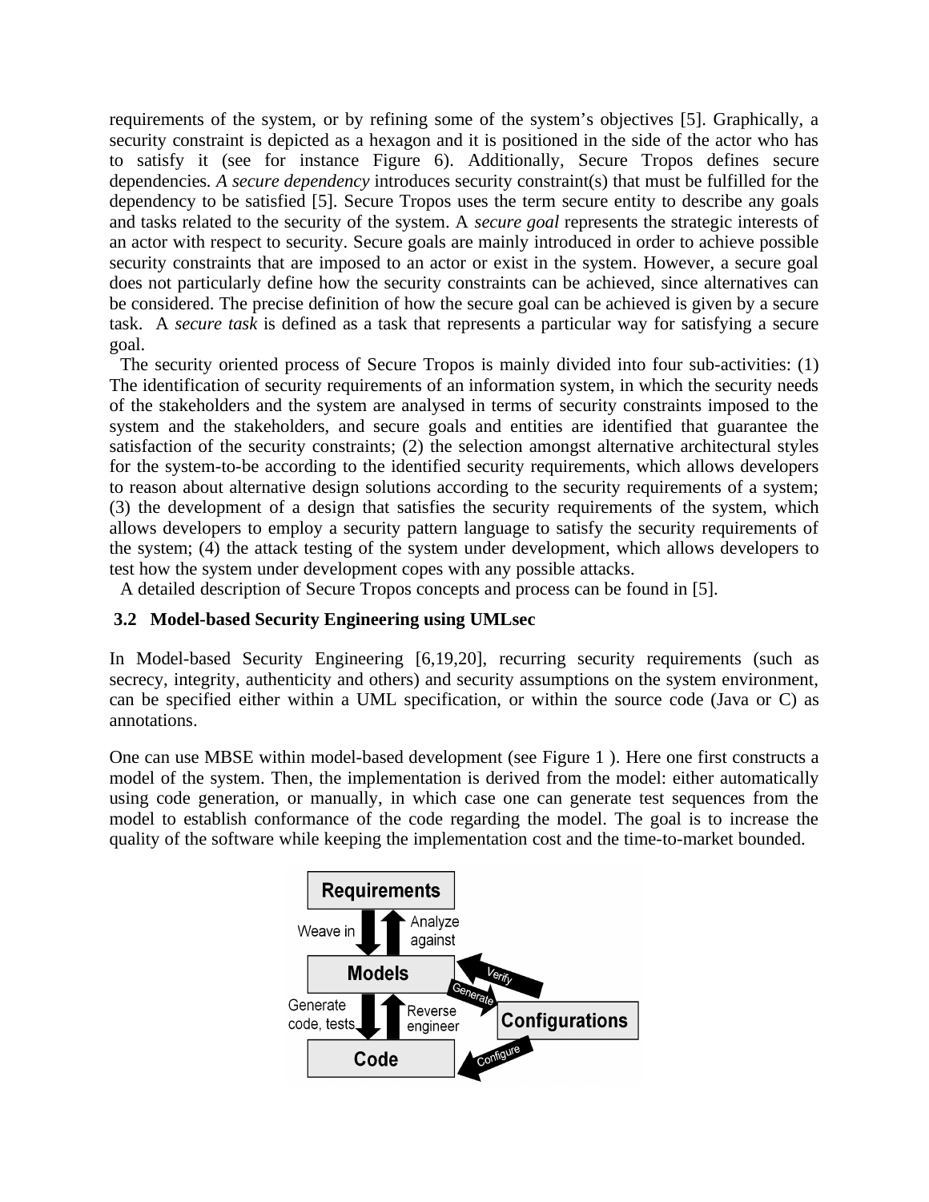requirements of the system, or by refining some of the system's objectives [5]. Graphically, a security constraint is depicted as a hexagon and it is positioned in the side of the actor who has to satisfy it (see for instance Figure 6). Additionally, Secure Tropos defines secure dependencies. *A secure dependency* introduces security constraint(s) that must be fulfilled for the dependency to be satisfied [5]. Secure Tropos uses the term secure entity to describe any goals and tasks related to the security of the system. A *secure goal* represents the strategic interests of an actor with respect to security. Secure goals are mainly introduced in order to achieve possible security constraints that are imposed to an actor or exist in the system. However, a secure goal does not particularly define how the security constraints can be achieved, since alternatives can be considered. The precise definition of how the secure goal can be achieved is given by a secure task. A *secure task* is defined as a task that represents a particular way for satisfying a secure goal.

The security oriented process of Secure Tropos is mainly divided into four sub-activities: (1) The identification of security requirements of an information system, in which the security needs of the stakeholders and the system are analysed in terms of security constraints imposed to the system and the stakeholders, and secure goals and entities are identified that guarantee the satisfaction of the security constraints; (2) the selection amongst alternative architectural styles for the system-to-be according to the identified security requirements, which allows developers to reason about alternative design solutions according to the security requirements of a system; (3) the development of a design that satisfies the security requirements of the system, which allows developers to employ a security pattern language to satisfy the security requirements of the system; (4) the attack testing of the system under development, which allows developers to test how the system under development copes with any possible attacks.

A detailed description of Secure Tropos concepts and process can be found in [5].

### 3.2 Model-based Security Engineering using UMLsec

In Model-based Security Engineering [6,19,20], recurring security requirements (such as secrecy, integrity, authenticity and others) and security assumptions on the system environment, can be specified either within a UML specification, or within the source code (Java or C) as annotations.

One can use MBSE within model-based development (see Figure 1 ). Here one first constructs a model of the system. Then, the implementation is derived from the model: either automatically using code generation, or manually, in which case one can generate test sequences from the model to establish conformance of the code regarding the model. The goal is to increase the quality of the software while keeping the implementation cost and the time-to-market bounded.

Requirements

Weave in | Analyze against

Models

Verify | Generate

Generate code, tests | Reverse engineer

Configurations

Code

Configure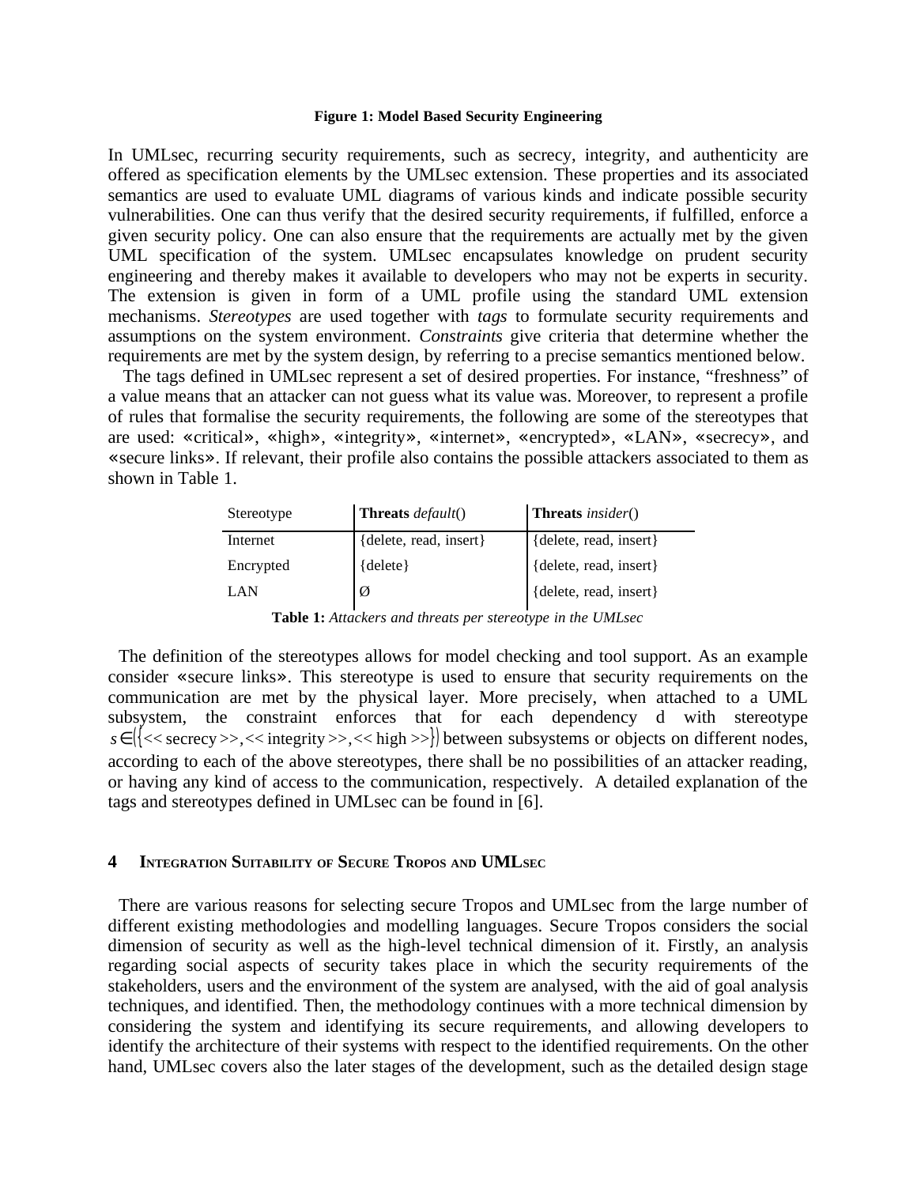**Figure 1: Model Based Security Engineering**

In UMLsec, recurring security requirements, such as secrecy, integrity, and authenticity are offered as specification elements by the UMLsec extension. These properties and its associated semantics are used to evaluate UML diagrams of various kinds and indicate possible security vulnerabilities. One can thus verify that the desired security requirements, if fulfilled, enforce a given security policy. One can also ensure that the requirements are actually met by the given UML specification of the system. UMLsec encapsulates knowledge on prudent security engineering and thereby makes it available to developers who may not be experts in security. The extension is given in form of a UML profile using the standard UML extension mechanisms. *Stereotypes* are used together with *tags* to formulate security requirements and assumptions on the system environment. *Constraints* give criteria that determine whether the requirements are met by the system design, by referring to a precise semantics mentioned below.

The tags defined in UMLsec represent a set of desired properties. For instance, "freshness" of a value means that an attacker can not guess what its value was. Moreover, to represent a profile of rules that formalise the security requirements, the following are some of the stereotypes that are used: «critical», «high», «integrity», «internet», «encrypted», «LAN», «secrecy», and «secure links». If relevant, their profile also contains the possible attackers associated to them as shown in Table 1.

| Stereotype | **Threats** *default*() | **Threats** *insider*() |
|---|---|---|
| Internet | {delete, read, insert} | {delete, read, insert} |
| Encrypted | {delete} | {delete, read, insert} |
| LAN | Ø | {delete, read, insert} |

**Table 1:** *Attackers and threats per stereotype in the UMLsec*

The definition of the stereotypes allows for model checking and tool support. As an example consider «secure links». This stereotype is used to ensure that security requirements on the communication are met by the physical layer. More precisely, when attached to a UML subsystem, the constraint enforces that for each dependency d with stereotype $s \in (\{<<\text{secrecy}>>, <<\text{integrity}>>, <<\text{high}>>\})$ between subsystems or objects on different nodes, according to each of the above stereotypes, there shall be no possibilities of an attacker reading, or having any kind of access to the communication, respectively. A detailed explanation of the tags and stereotypes defined in UMLsec can be found in [6].

## 4 Integration Suitability of Secure Tropos and UMLsec

There are various reasons for selecting secure Tropos and UMLsec from the large number of different existing methodologies and modelling languages. Secure Tropos considers the social dimension of security as well as the high-level technical dimension of it. Firstly, an analysis regarding social aspects of security takes place in which the security requirements of the stakeholders, users and the environment of the system are analysed, with the aid of goal analysis techniques, and identified. Then, the methodology continues with a more technical dimension by considering the system and identifying its secure requirements, and allowing developers to identify the architecture of their systems with respect to the identified requirements. On the other hand, UMLsec covers also the later stages of the development, such as the detailed design stage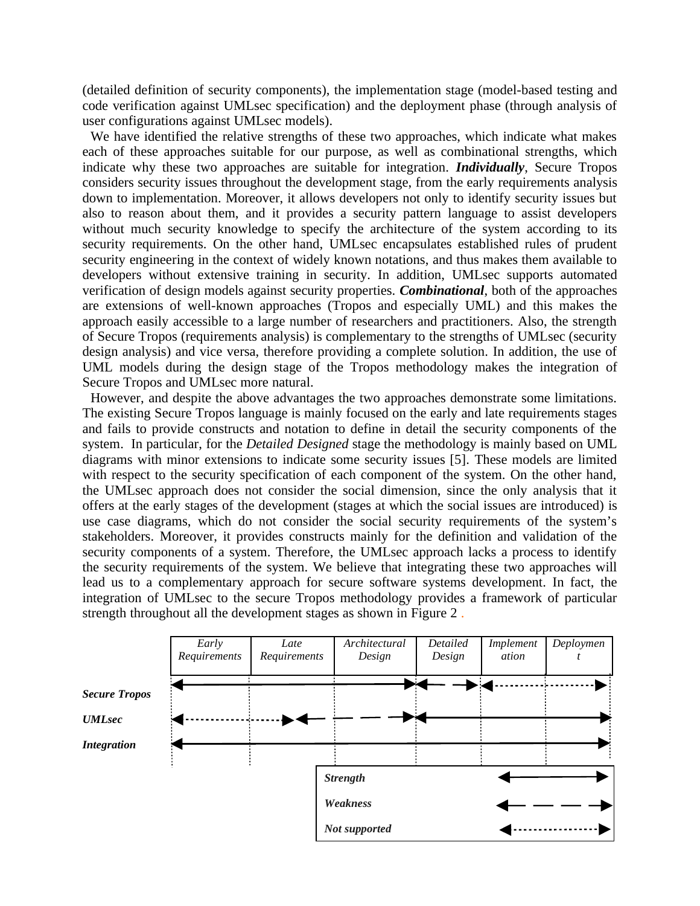(detailed definition of security components), the implementation stage (model-based testing and code verification against UMLsec specification) and the deployment phase (through analysis of user configurations against UMLsec models).

We have identified the relative strengths of these two approaches, which indicate what makes each of these approaches suitable for our purpose, as well as combinational strengths, which indicate why these two approaches are suitable for integration. ***Individually***, Secure Tropos considers security issues throughout the development stage, from the early requirements analysis down to implementation. Moreover, it allows developers not only to identify security issues but also to reason about them, and it provides a security pattern language to assist developers without much security knowledge to specify the architecture of the system according to its security requirements. On the other hand, UMLsec encapsulates established rules of prudent security engineering in the context of widely known notations, and thus makes them available to developers without extensive training in security. In addition, UMLsec supports automated verification of design models against security properties. ***Combinational***, both of the approaches are extensions of well-known approaches (Tropos and especially UML) and this makes the approach easily accessible to a large number of researchers and practitioners. Also, the strength of Secure Tropos (requirements analysis) is complementary to the strengths of UMLsec (security design analysis) and vice versa, therefore providing a complete solution. In addition, the use of UML models during the design stage of the Tropos methodology makes the integration of Secure Tropos and UMLsec more natural.

However, and despite the above advantages the two approaches demonstrate some limitations. The existing Secure Tropos language is mainly focused on the early and late requirements stages and fails to provide constructs and notation to define in detail the security components of the system. In particular, for the *Detailed Designed* stage the methodology is mainly based on UML diagrams with minor extensions to indicate some security issues [5]. These models are limited with respect to the security specification of each component of the system. On the other hand, the UMLsec approach does not consider the social dimension, since the only analysis that it offers at the early stages of the development (stages at which the social issues are introduced) is use case diagrams, which do not consider the social security requirements of the system's stakeholders. Moreover, it provides constructs mainly for the definition and validation of the security components of a system. Therefore, the UMLsec approach lacks a process to identify the security requirements of the system. We believe that integrating these two approaches will lead us to a complementary approach for secure software systems development. In fact, the integration of UMLsec to the secure Tropos methodology provides a framework of particular strength throughout all the development stages as shown in Figure 2 .

Early Requirements
Late Requirements
Architectural Design
Detailed Design
Implementation
Deployment

Secure Tropos
UMLsec
Integration

Strength
Weakness
Not supported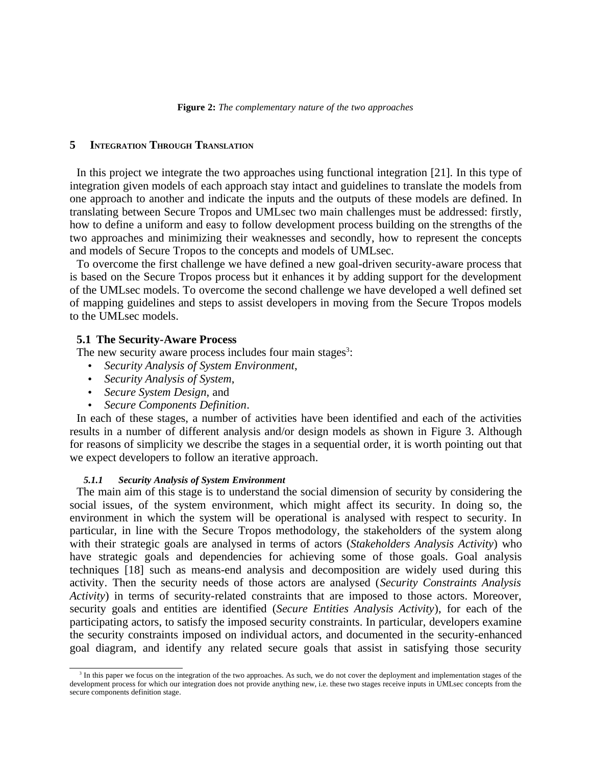**Figure 2:** *The complementary nature of the two approaches*

## 5 Integration Through Translation

In this project we integrate the two approaches using functional integration [21]. In this type of integration given models of each approach stay intact and guidelines to translate the models from one approach to another and indicate the inputs and the outputs of these models are defined. In translating between Secure Tropos and UMLsec two main challenges must be addressed: firstly, how to define a uniform and easy to follow development process building on the strengths of the two approaches and minimizing their weaknesses and secondly, how to represent the concepts and models of Secure Tropos to the concepts and models of UMLsec.

To overcome the first challenge we have defined a new goal-driven security-aware process that is based on the Secure Tropos process but it enhances it by adding support for the development of the UMLsec models. To overcome the second challenge we have developed a well defined set of mapping guidelines and steps to assist developers in moving from the Secure Tropos models to the UMLsec models.

### 5.1 The Security-Aware Process

The new security aware process includes four main stages[3]:

- *Security Analysis of System Environment*,
- *Security Analysis of System*,
- *Secure System Design*, and
- *Secure Components Definition*.

In each of these stages, a number of activities have been identified and each of the activities results in a number of different analysis and/or design models as shown in Figure 3. Although for reasons of simplicity we describe the stages in a sequential order, it is worth pointing out that we expect developers to follow an iterative approach.

#### *5.1.1 Security Analysis of System Environment*

The main aim of this stage is to understand the social dimension of security by considering the social issues, of the system environment, which might affect its security. In doing so, the environment in which the system will be operational is analysed with respect to security. In particular, in line with the Secure Tropos methodology, the stakeholders of the system along with their strategic goals are analysed in terms of actors (*Stakeholders Analysis Activity*) who have strategic goals and dependencies for achieving some of those goals. Goal analysis techniques [18] such as means-end analysis and decomposition are widely used during this activity. Then the security needs of those actors are analysed (*Security Constraints Analysis Activity*) in terms of security-related constraints that are imposed to those actors. Moreover, security goals and entities are identified (*Secure Entities Analysis Activity*), for each of the participating actors, to satisfy the imposed security constraints. In particular, developers examine the security constraints imposed on individual actors, and documented in the security-enhanced goal diagram, and identify any related secure goals that assist in satisfying those security

[3] In this paper we focus on the integration of the two approaches. As such, we do not cover the deployment and implementation stages of the development process for which our integration does not provide anything new, i.e. these two stages receive inputs in UMLsec concepts from the secure components definition stage.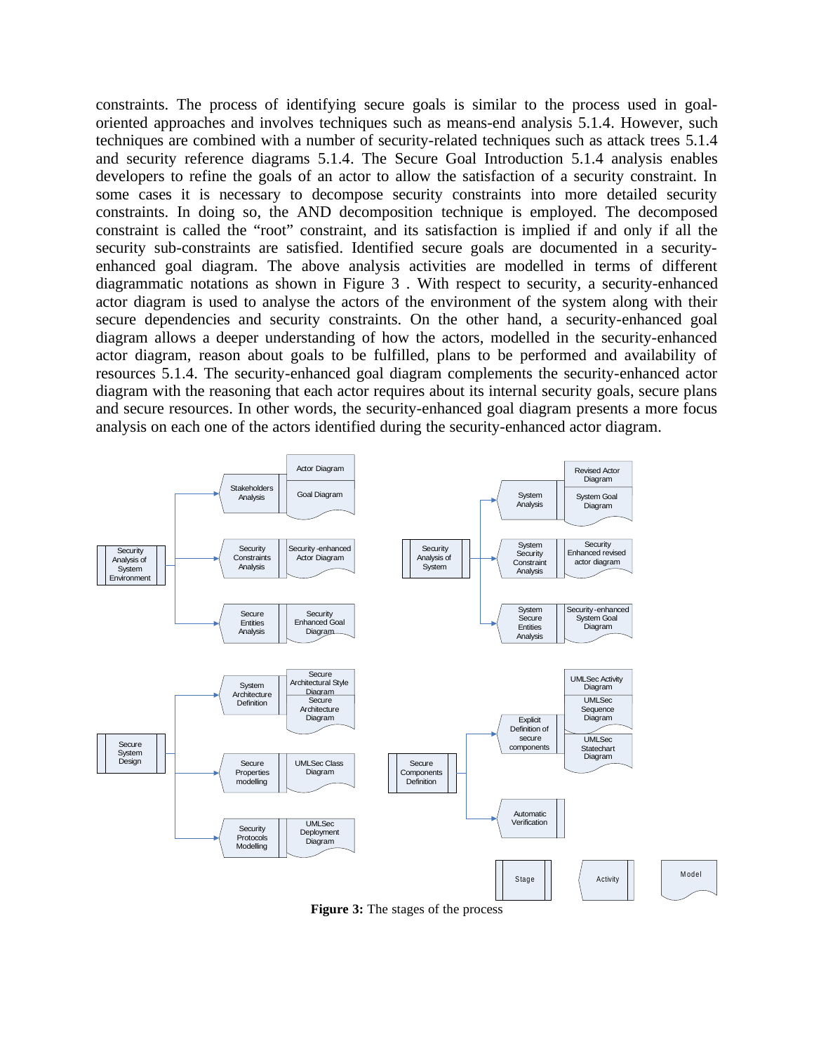constraints. The process of identifying secure goals is similar to the process used in goal-oriented approaches and involves techniques such as means-end analysis 5.1.4. However, such techniques are combined with a number of security-related techniques such as attack trees 5.1.4 and security reference diagrams 5.1.4. The Secure Goal Introduction 5.1.4 analysis enables developers to refine the goals of an actor to allow the satisfaction of a security constraint. In some cases it is necessary to decompose security constraints into more detailed security constraints. In doing so, the AND decomposition technique is employed. The decomposed constraint is called the "root" constraint, and its satisfaction is implied if and only if all the security sub-constraints are satisfied. Identified secure goals are documented in a security-enhanced goal diagram. The above analysis activities are modelled in terms of different diagrammatic notations as shown in Figure 3 . With respect to security, a security-enhanced actor diagram is used to analyse the actors of the environment of the system along with their secure dependencies and security constraints. On the other hand, a security-enhanced goal diagram allows a deeper understanding of how the actors, modelled in the security-enhanced actor diagram, reason about goals to be fulfilled, plans to be performed and availability of resources 5.1.4. The security-enhanced goal diagram complements the security-enhanced actor diagram with the reasoning that each actor requires about its internal security goals, secure plans and secure resources. In other words, the security-enhanced goal diagram presents a more focus analysis on each one of the actors identified during the security-enhanced actor diagram.

**Figure 3:** The stages of the process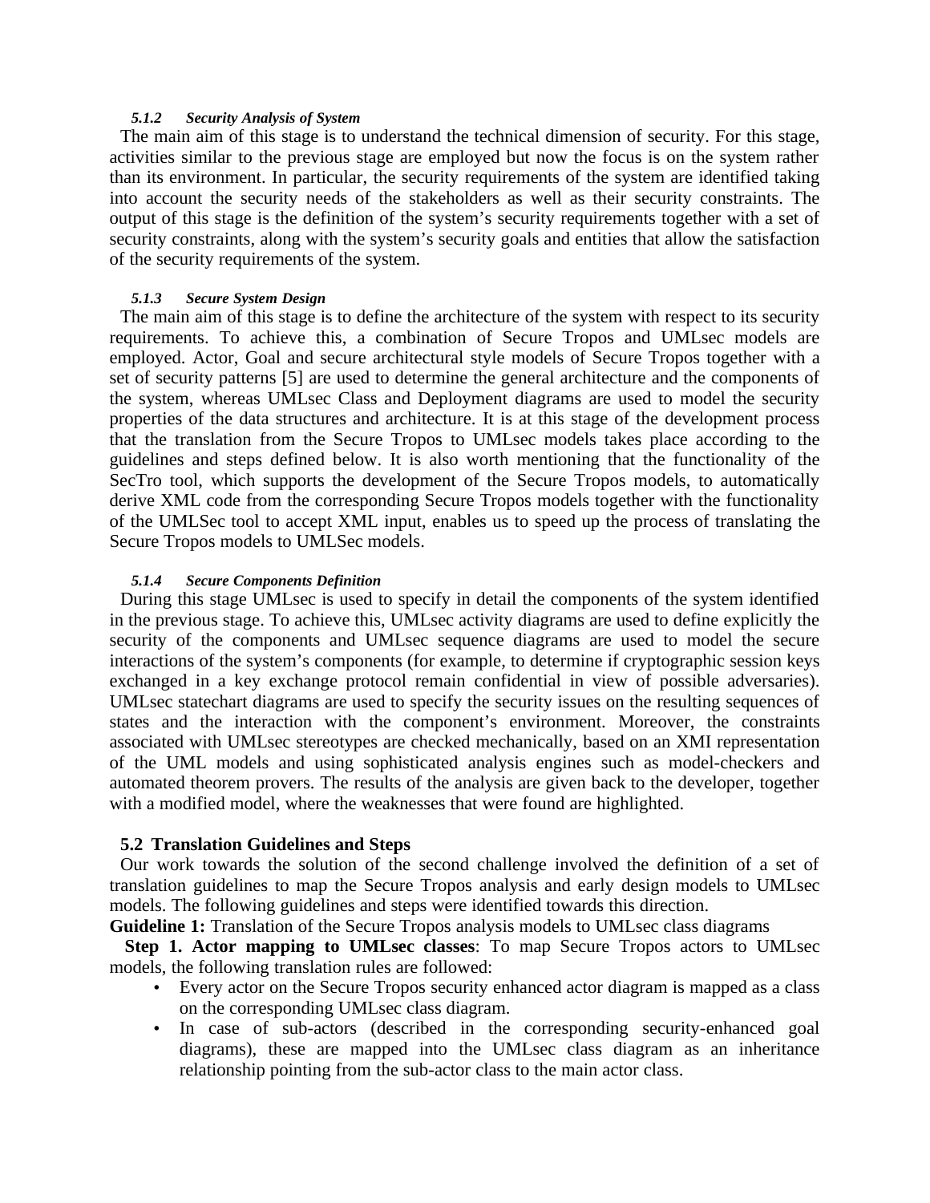#### *5.1.2 Security Analysis of System*

The main aim of this stage is to understand the technical dimension of security. For this stage, activities similar to the previous stage are employed but now the focus is on the system rather than its environment. In particular, the security requirements of the system are identified taking into account the security needs of the stakeholders as well as their security constraints. The output of this stage is the definition of the system's security requirements together with a set of security constraints, along with the system's security goals and entities that allow the satisfaction of the security requirements of the system.

#### *5.1.3 Secure System Design*

The main aim of this stage is to define the architecture of the system with respect to its security requirements. To achieve this, a combination of Secure Tropos and UMLsec models are employed. Actor, Goal and secure architectural style models of Secure Tropos together with a set of security patterns [5] are used to determine the general architecture and the components of the system, whereas UMLsec Class and Deployment diagrams are used to model the security properties of the data structures and architecture. It is at this stage of the development process that the translation from the Secure Tropos to UMLsec models takes place according to the guidelines and steps defined below. It is also worth mentioning that the functionality of the SecTro tool, which supports the development of the Secure Tropos models, to automatically derive XML code from the corresponding Secure Tropos models together with the functionality of the UMLSec tool to accept XML input, enables us to speed up the process of translating the Secure Tropos models to UMLSec models.

#### *5.1.4 Secure Components Definition*

During this stage UMLsec is used to specify in detail the components of the system identified in the previous stage. To achieve this, UMLsec activity diagrams are used to define explicitly the security of the components and UMLsec sequence diagrams are used to model the secure interactions of the system's components (for example, to determine if cryptographic session keys exchanged in a key exchange protocol remain confidential in view of possible adversaries). UMLsec statechart diagrams are used to specify the security issues on the resulting sequences of states and the interaction with the component's environment. Moreover, the constraints associated with UMLsec stereotypes are checked mechanically, based on an XMI representation of the UML models and using sophisticated analysis engines such as model-checkers and automated theorem provers. The results of the analysis are given back to the developer, together with a modified model, where the weaknesses that were found are highlighted.

### 5.2 Translation Guidelines and Steps

Our work towards the solution of the second challenge involved the definition of a set of translation guidelines to map the Secure Tropos analysis and early design models to UMLsec models. The following guidelines and steps were identified towards this direction.

**Guideline 1:** Translation of the Secure Tropos analysis models to UMLsec class diagrams

**Step 1. Actor mapping to UMLsec classes**: To map Secure Tropos actors to UMLsec models, the following translation rules are followed:

- Every actor on the Secure Tropos security enhanced actor diagram is mapped as a class on the corresponding UMLsec class diagram.
- In case of sub-actors (described in the corresponding security-enhanced goal diagrams), these are mapped into the UMLsec class diagram as an inheritance relationship pointing from the sub-actor class to the main actor class.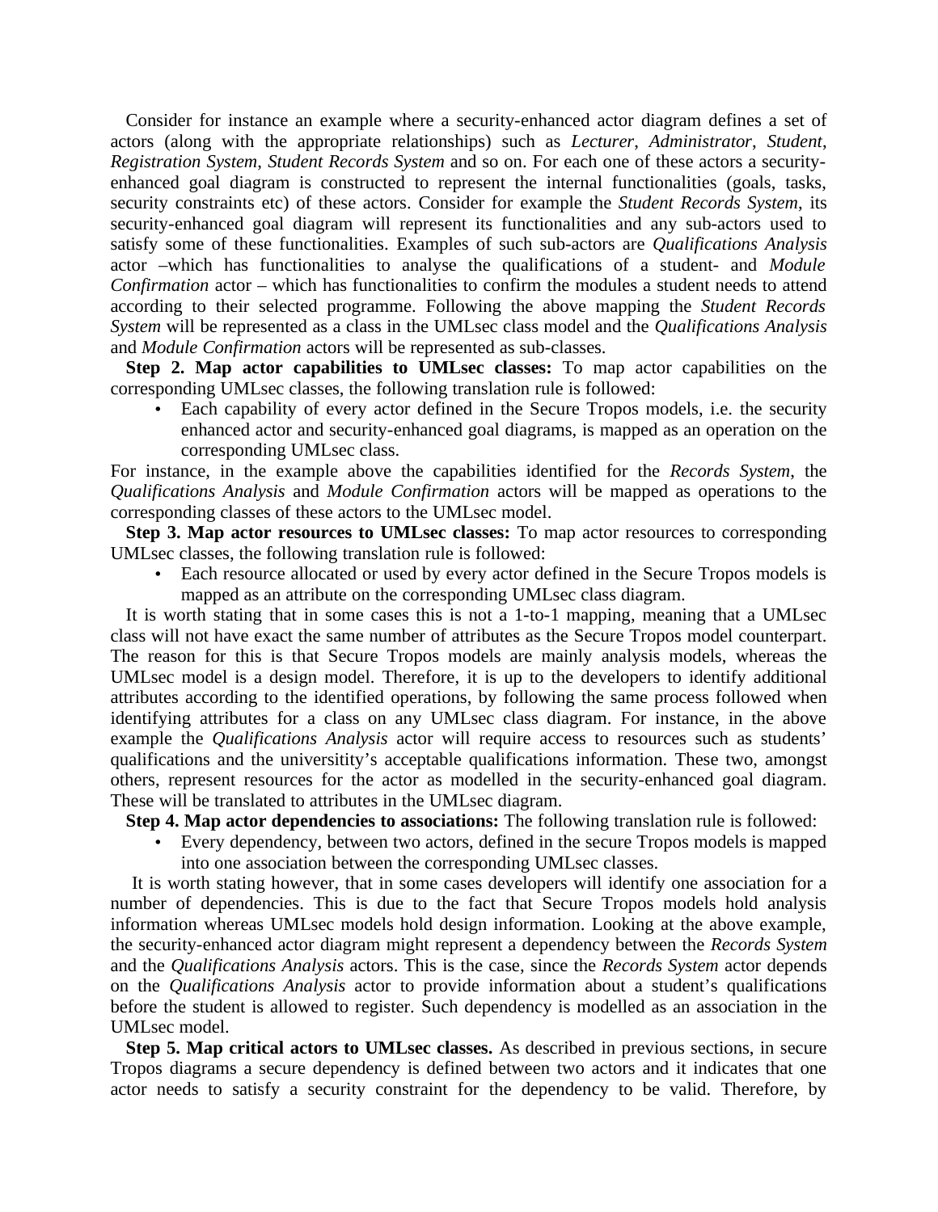Consider for instance an example where a security-enhanced actor diagram defines a set of actors (along with the appropriate relationships) such as *Lecturer*, *Administrator*, *Student*, *Registration System*, *Student Records System* and so on. For each one of these actors a security-enhanced goal diagram is constructed to represent the internal functionalities (goals, tasks, security constraints etc) of these actors. Consider for example the *Student Records System*, its security-enhanced goal diagram will represent its functionalities and any sub-actors used to satisfy some of these functionalities. Examples of such sub-actors are *Qualifications Analysis* actor –which has functionalities to analyse the qualifications of a student- and *Module Confirmation* actor – which has functionalities to confirm the modules a student needs to attend according to their selected programme. Following the above mapping the *Student Records System* will be represented as a class in the UMLsec class model and the *Qualifications Analysis* and *Module Confirmation* actors will be represented as sub-classes.

**Step 2. Map actor capabilities to UMLsec classes:** To map actor capabilities on the corresponding UMLsec classes, the following translation rule is followed:

- Each capability of every actor defined in the Secure Tropos models, i.e. the security enhanced actor and security-enhanced goal diagrams, is mapped as an operation on the corresponding UMLsec class.

For instance, in the example above the capabilities identified for the *Records System*, the *Qualifications Analysis* and *Module Confirmation* actors will be mapped as operations to the corresponding classes of these actors to the UMLsec model.

**Step 3. Map actor resources to UMLsec classes:** To map actor resources to corresponding UMLsec classes, the following translation rule is followed:

- Each resource allocated or used by every actor defined in the Secure Tropos models is mapped as an attribute on the corresponding UMLsec class diagram.

It is worth stating that in some cases this is not a 1-to-1 mapping, meaning that a UMLsec class will not have exact the same number of attributes as the Secure Tropos model counterpart. The reason for this is that Secure Tropos models are mainly analysis models, whereas the UMLsec model is a design model. Therefore, it is up to the developers to identify additional attributes according to the identified operations, by following the same process followed when identifying attributes for a class on any UMLsec class diagram. For instance, in the above example the *Qualifications Analysis* actor will require access to resources such as students' qualifications and the universitity's acceptable qualifications information. These two, amongst others, represent resources for the actor as modelled in the security-enhanced goal diagram. These will be translated to attributes in the UMLsec diagram.

**Step 4. Map actor dependencies to associations:** The following translation rule is followed:

- Every dependency, between two actors, defined in the secure Tropos models is mapped into one association between the corresponding UMLsec classes.

It is worth stating however, that in some cases developers will identify one association for a number of dependencies. This is due to the fact that Secure Tropos models hold analysis information whereas UMLsec models hold design information. Looking at the above example, the security-enhanced actor diagram might represent a dependency between the *Records System* and the *Qualifications Analysis* actors. This is the case, since the *Records System* actor depends on the *Qualifications Analysis* actor to provide information about a student's qualifications before the student is allowed to register. Such dependency is modelled as an association in the UMLsec model.

**Step 5. Map critical actors to UMLsec classes.** As described in previous sections, in secure Tropos diagrams a secure dependency is defined between two actors and it indicates that one actor needs to satisfy a security constraint for the dependency to be valid. Therefore, by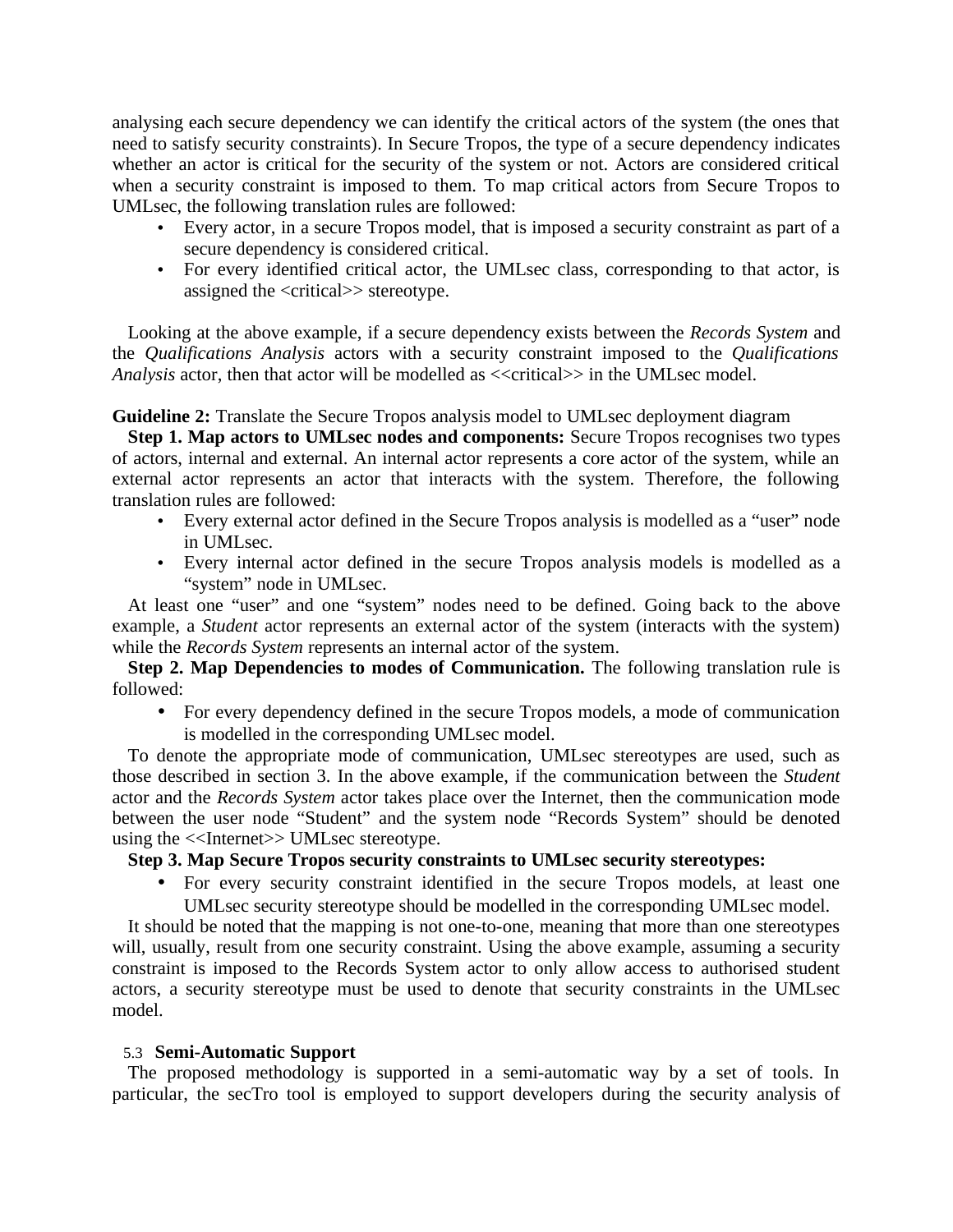analysing each secure dependency we can identify the critical actors of the system (the ones that need to satisfy security constraints). In Secure Tropos, the type of a secure dependency indicates whether an actor is critical for the security of the system or not. Actors are considered critical when a security constraint is imposed to them. To map critical actors from Secure Tropos to UMLsec, the following translation rules are followed:

- Every actor, in a secure Tropos model, that is imposed a security constraint as part of a secure dependency is considered critical.
- For every identified critical actor, the UMLsec class, corresponding to that actor, is assigned the <critical>> stereotype.

Looking at the above example, if a secure dependency exists between the *Records System* and the *Qualifications Analysis* actors with a security constraint imposed to the *Qualifications Analysis* actor, then that actor will be modelled as <<critical>> in the UMLsec model.

**Guideline 2:** Translate the Secure Tropos analysis model to UMLsec deployment diagram

**Step 1. Map actors to UMLsec nodes and components:** Secure Tropos recognises two types of actors, internal and external. An internal actor represents a core actor of the system, while an external actor represents an actor that interacts with the system. Therefore, the following translation rules are followed:

- Every external actor defined in the Secure Tropos analysis is modelled as a "user" node in UMLsec.
- Every internal actor defined in the secure Tropos analysis models is modelled as a "system" node in UMLsec.

At least one "user" and one "system" nodes need to be defined. Going back to the above example, a *Student* actor represents an external actor of the system (interacts with the system) while the *Records System* represents an internal actor of the system.

**Step 2. Map Dependencies to modes of Communication.** The following translation rule is followed:

- For every dependency defined in the secure Tropos models, a mode of communication is modelled in the corresponding UMLsec model.

To denote the appropriate mode of communication, UMLsec stereotypes are used, such as those described in section 3. In the above example, if the communication between the *Student* actor and the *Records System* actor takes place over the Internet, then the communication mode between the user node "Student" and the system node "Records System" should be denoted using the <<Internet>> UMLsec stereotype.

**Step 3. Map Secure Tropos security constraints to UMLsec security stereotypes:**

- For every security constraint identified in the secure Tropos models, at least one UMLsec security stereotype should be modelled in the corresponding UMLsec model.

It should be noted that the mapping is not one-to-one, meaning that more than one stereotypes will, usually, result from one security constraint. Using the above example, assuming a security constraint is imposed to the Records System actor to only allow access to authorised student actors, a security stereotype must be used to denote that security constraints in the UMLsec model.

### 5.3 Semi-Automatic Support

The proposed methodology is supported in a semi-automatic way by a set of tools. In particular, the secTro tool is employed to support developers during the security analysis of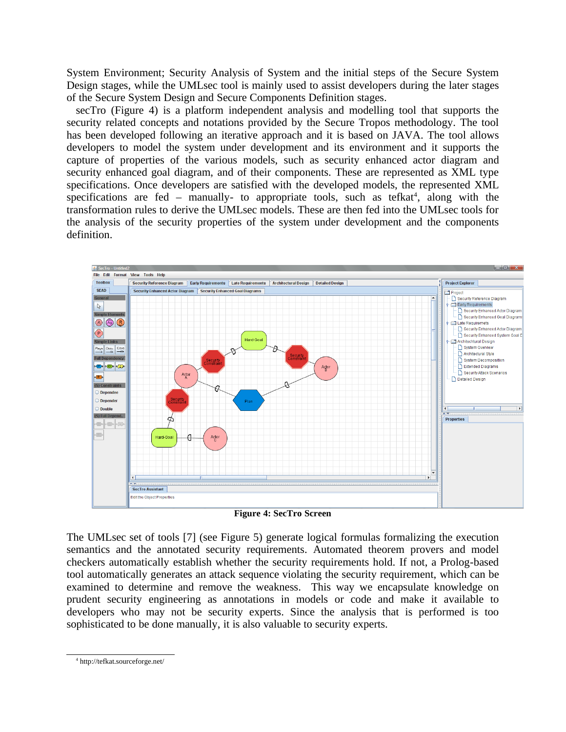System Environment; Security Analysis of System and the initial steps of the Secure System Design stages, while the UMLsec tool is mainly used to assist developers during the later stages of the Secure System Design and Secure Components Definition stages.

secTro (Figure 4) is a platform independent analysis and modelling tool that supports the security related concepts and notations provided by the Secure Tropos methodology. The tool has been developed following an iterative approach and it is based on JAVA. The tool allows developers to model the system under development and its environment and it supports the capture of properties of the various models, such as security enhanced actor diagram and security enhanced goal diagram, and of their components. These are represented as XML type specifications. Once developers are satisfied with the developed models, the represented XML specifications are fed – manually- to appropriate tools, such as tefkat[4], along with the transformation rules to derive the UMLsec models. These are then fed into the UMLsec tools for the analysis of the security properties of the system under development and the components definition.

**Figure 4: SecTro Screen**

The UMLsec set of tools [7] (see Figure 5) generate logical formulas formalizing the execution semantics and the annotated security requirements. Automated theorem provers and model checkers automatically establish whether the security requirements hold. If not, a Prolog-based tool automatically generates an attack sequence violating the security requirement, which can be examined to determine and remove the weakness. This way we encapsulate knowledge on prudent security engineering as annotations in models or code and make it available to developers who may not be security experts. Since the analysis that is performed is too sophisticated to be done manually, it is also valuable to security experts.

[4] http://tefkat.sourceforge.net/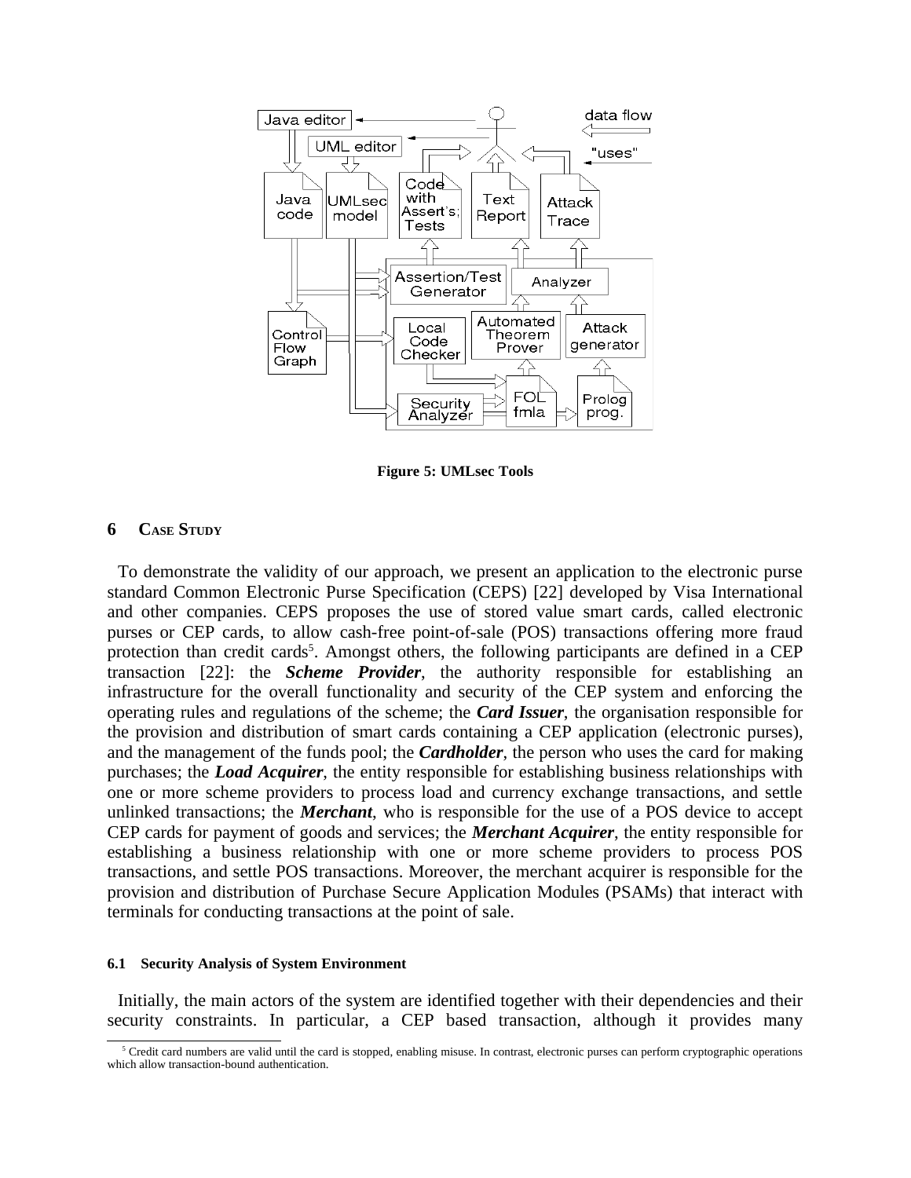Figure 5: UMLsec Tools

## 6 Case Study

To demonstrate the validity of our approach, we present an application to the electronic purse standard Common Electronic Purse Specification (CEPS) [22] developed by Visa International and other companies. CEPS proposes the use of stored value smart cards, called electronic purses or CEP cards, to allow cash-free point-of-sale (POS) transactions offering more fraud protection than credit cards[5]. Amongst others, the following participants are defined in a CEP transaction [22]: the ***Scheme Provider***, the authority responsible for establishing an infrastructure for the overall functionality and security of the CEP system and enforcing the operating rules and regulations of the scheme; the ***Card Issuer***, the organisation responsible for the provision and distribution of smart cards containing a CEP application (electronic purses), and the management of the funds pool; the ***Cardholder***, the person who uses the card for making purchases; the ***Load Acquirer***, the entity responsible for establishing business relationships with one or more scheme providers to process load and currency exchange transactions, and settle unlinked transactions; the ***Merchant***, who is responsible for the use of a POS device to accept CEP cards for payment of goods and services; the ***Merchant Acquirer***, the entity responsible for establishing a business relationship with one or more scheme providers to process POS transactions, and settle POS transactions. Moreover, the merchant acquirer is responsible for the provision and distribution of Purchase Secure Application Modules (PSAMs) that interact with terminals for conducting transactions at the point of sale.

### 6.1 Security Analysis of System Environment

Initially, the main actors of the system are identified together with their dependencies and their security constraints. In particular, a CEP based transaction, although it provides many

[5] Credit card numbers are valid until the card is stopped, enabling misuse. In contrast, electronic purses can perform cryptographic operations which allow transaction-bound authentication.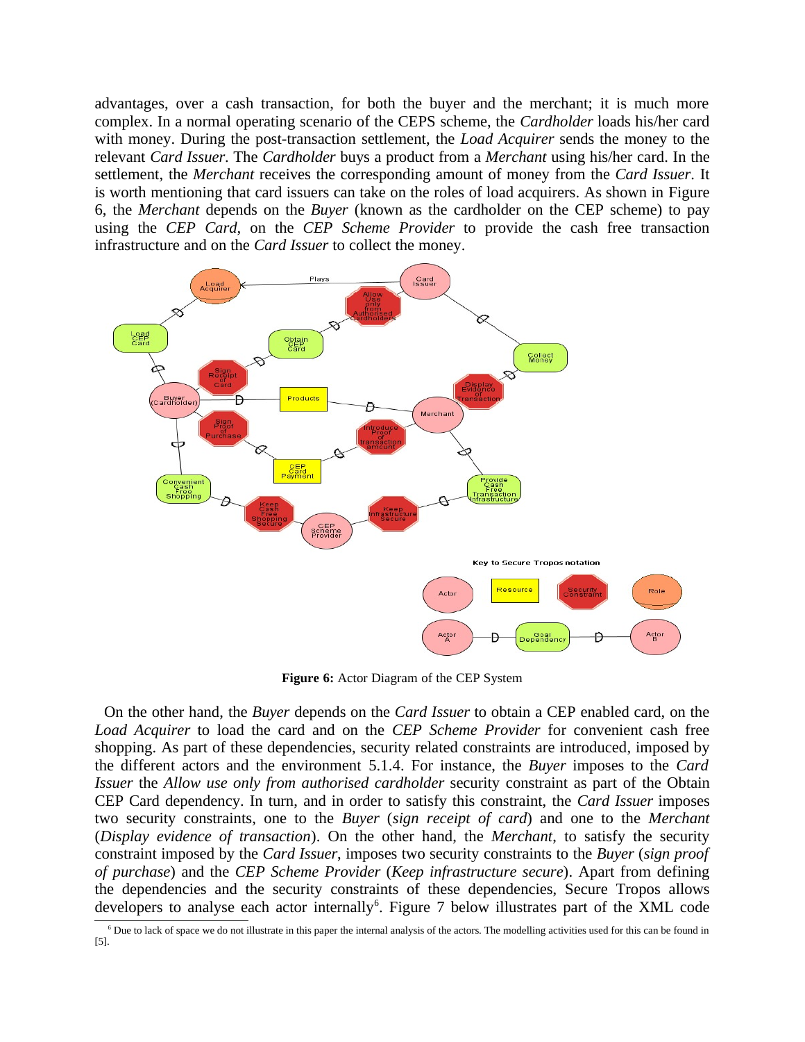advantages, over a cash transaction, for both the buyer and the merchant; it is much more complex. In a normal operating scenario of the CEPS scheme, the *Cardholder* loads his/her card with money. During the post-transaction settlement, the *Load Acquirer* sends the money to the relevant *Card Issuer*. The *Cardholder* buys a product from a *Merchant* using his/her card. In the settlement, the *Merchant* receives the corresponding amount of money from the *Card Issuer*. It is worth mentioning that card issuers can take on the roles of load acquirers. As shown in Figure 6, the *Merchant* depends on the *Buyer* (known as the cardholder on the CEP scheme) to pay using the *CEP Card*, on the *CEP Scheme Provider* to provide the cash free transaction infrastructure and on the *Card Issuer* to collect the money.

Load Acquirer
Plays
Card Issuer
Allow Use only from Authorised Cardholders
Load CEP Card
Obtain CEP Card
Collect Money
Sign Receipt of Card
Display Evidence of Transaction
Buyer (Cardholder)
Products
Merchant
Sign Proof of Purchase
Introduce Proof of transaction amount
CEP Card Payment
Convenient Cash Free Shopping
Provide Cash Free Transaction Infrastructure
Keep Cash Free Shopping Secure
CEP Scheme Provider
Keep Infrastructure Secure

Key to Secure Tropos notation
Actor
Resource
Security Constraint
Role
Actor A
Goal Dependency
Actor B

**Figure 6:** Actor Diagram of the CEP System

On the other hand, the *Buyer* depends on the *Card Issuer* to obtain a CEP enabled card, on the *Load Acquirer* to load the card and on the *CEP Scheme Provider* for convenient cash free shopping. As part of these dependencies, security related constraints are introduced, imposed by the different actors and the environment 5.1.4. For instance, the *Buyer* imposes to the *Card Issuer* the *Allow use only from authorised cardholder* security constraint as part of the Obtain CEP Card dependency. In turn, and in order to satisfy this constraint, the *Card Issuer* imposes two security constraints, one to the *Buyer* (*sign receipt of card*) and one to the *Merchant* (*Display evidence of transaction*). On the other hand, the *Merchant*, to satisfy the security constraint imposed by the *Card Issuer*, imposes two security constraints to the *Buyer* (*sign proof of purchase*) and the *CEP Scheme Provider* (*Keep infrastructure secure*). Apart from defining the dependencies and the security constraints of these dependencies, Secure Tropos allows developers to analyse each actor internally[6]. Figure 7 below illustrates part of the XML code

[6] Due to lack of space we do not illustrate in this paper the internal analysis of the actors. The modelling activities used for this can be found in [5].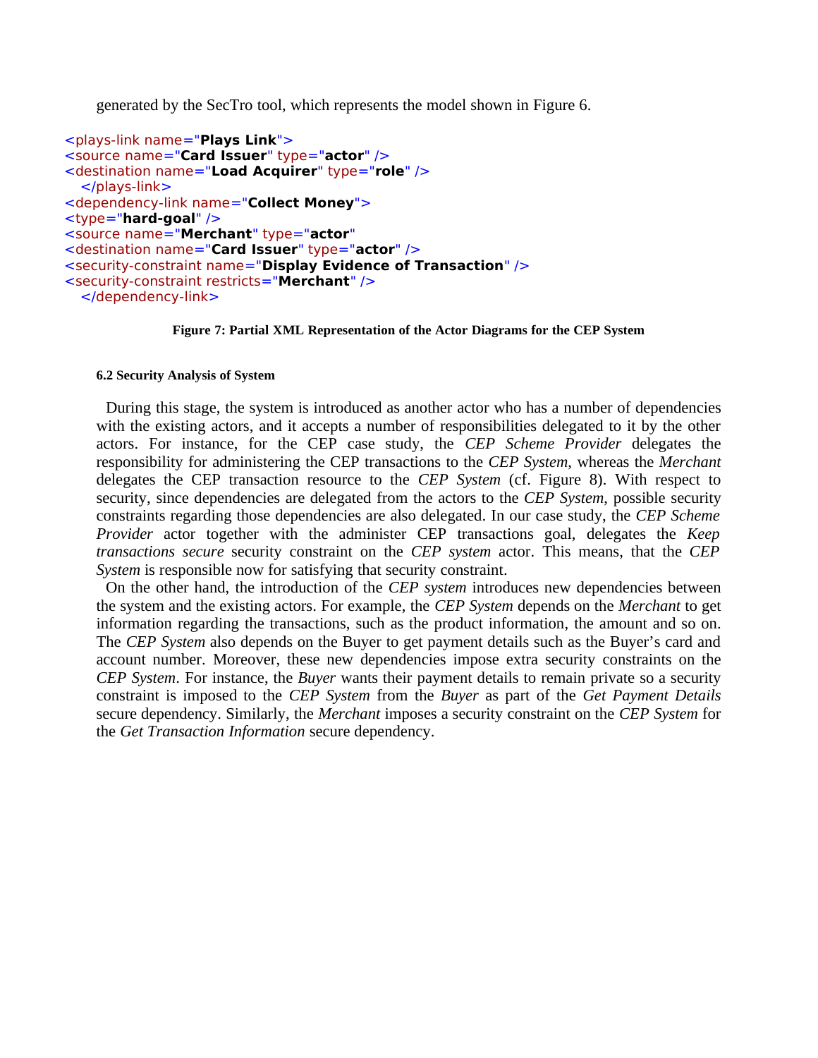generated by the SecTro tool, which represents the model shown in Figure 6.

```
<plays-link name="Plays Link">
<source name="Card Issuer" type="actor" />
<destination name="Load Acquirer" type="role" />
  </plays-link>
<dependency-link name="Collect Money">
<type="hard-goal" />
<source name="Merchant" type="actor"
<destination name="Card Issuer" type="actor" />
<security-constraint name="Display Evidence of Transaction" />
<security-constraint restricts="Merchant" />
  </dependency-link>
```

**Figure 7: Partial XML Representation of the Actor Diagrams for the CEP System**

#### 6.2 Security Analysis of System

During this stage, the system is introduced as another actor who has a number of dependencies with the existing actors, and it accepts a number of responsibilities delegated to it by the other actors. For instance, for the CEP case study, the *CEP Scheme Provider* delegates the responsibility for administering the CEP transactions to the *CEP System*, whereas the *Merchant* delegates the CEP transaction resource to the *CEP System* (cf. Figure 8). With respect to security, since dependencies are delegated from the actors to the *CEP System*, possible security constraints regarding those dependencies are also delegated. In our case study, the *CEP Scheme Provider* actor together with the administer CEP transactions goal, delegates the *Keep transactions secure* security constraint on the *CEP system* actor. This means, that the *CEP System* is responsible now for satisfying that security constraint.

On the other hand, the introduction of the *CEP system* introduces new dependencies between the system and the existing actors. For example, the *CEP System* depends on the *Merchant* to get information regarding the transactions, such as the product information, the amount and so on. The *CEP System* also depends on the Buyer to get payment details such as the Buyer's card and account number. Moreover, these new dependencies impose extra security constraints on the *CEP System*. For instance, the *Buyer* wants their payment details to remain private so a security constraint is imposed to the *CEP System* from the *Buyer* as part of the *Get Payment Details* secure dependency. Similarly, the *Merchant* imposes a security constraint on the *CEP System* for the *Get Transaction Information* secure dependency.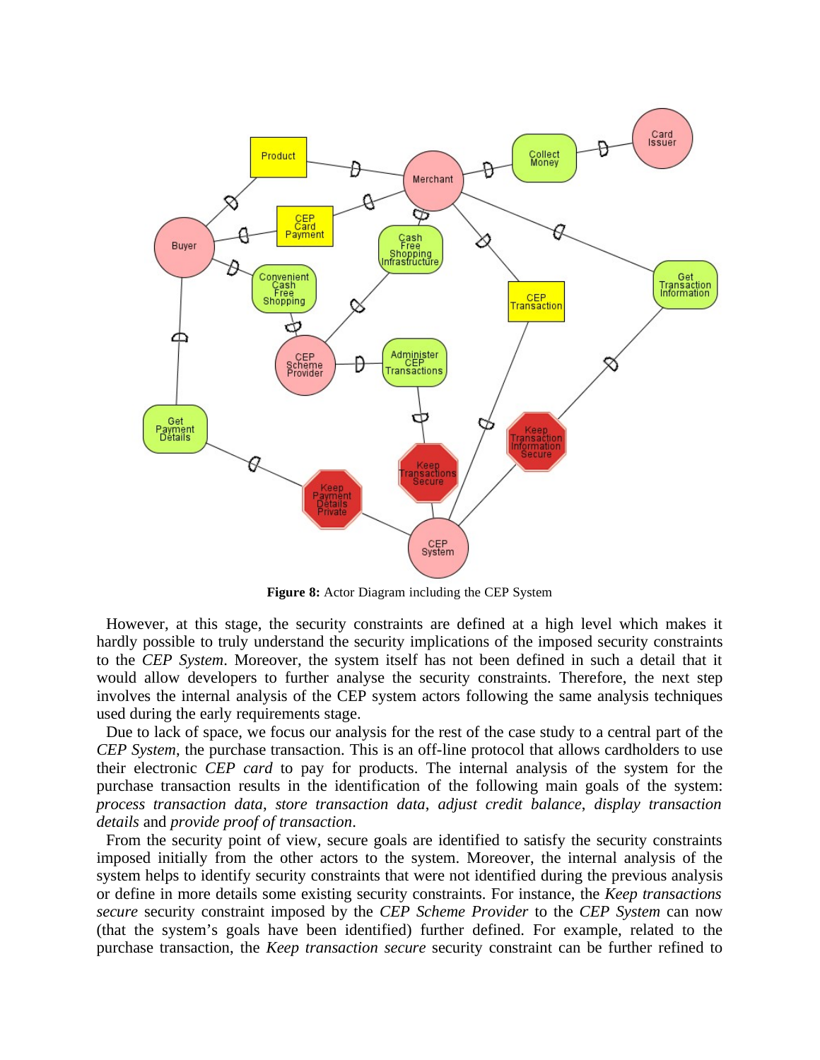Product

Card Issuer

Collect Money

Merchant

CEP Card Payment

Buyer

Cash Free Shopping Infrastructure

Convenient Cash Free Shopping

CEP Transaction

Get Transaction Information

CEP Scheme Provider

Administer CEP Transactions

Get Payment Details

Keep Transaction Information Secure

Keep Transactions Secure

Keep Payment Details Private

CEP System

**Figure 8:** Actor Diagram including the CEP System

However, at this stage, the security constraints are defined at a high level which makes it hardly possible to truly understand the security implications of the imposed security constraints to the *CEP System*. Moreover, the system itself has not been defined in such a detail that it would allow developers to further analyse the security constraints. Therefore, the next step involves the internal analysis of the CEP system actors following the same analysis techniques used during the early requirements stage.

Due to lack of space, we focus our analysis for the rest of the case study to a central part of the *CEP System*, the purchase transaction. This is an off-line protocol that allows cardholders to use their electronic *CEP card* to pay for products. The internal analysis of the system for the purchase transaction results in the identification of the following main goals of the system: *process transaction data*, *store transaction data*, *adjust credit balance*, *display transaction details* and *provide proof of transaction*.

From the security point of view, secure goals are identified to satisfy the security constraints imposed initially from the other actors to the system. Moreover, the internal analysis of the system helps to identify security constraints that were not identified during the previous analysis or define in more details some existing security constraints. For instance, the *Keep transactions secure* security constraint imposed by the *CEP Scheme Provider* to the *CEP System* can now (that the system's goals have been identified) further defined. For example, related to the purchase transaction, the *Keep transaction secure* security constraint can be further refined to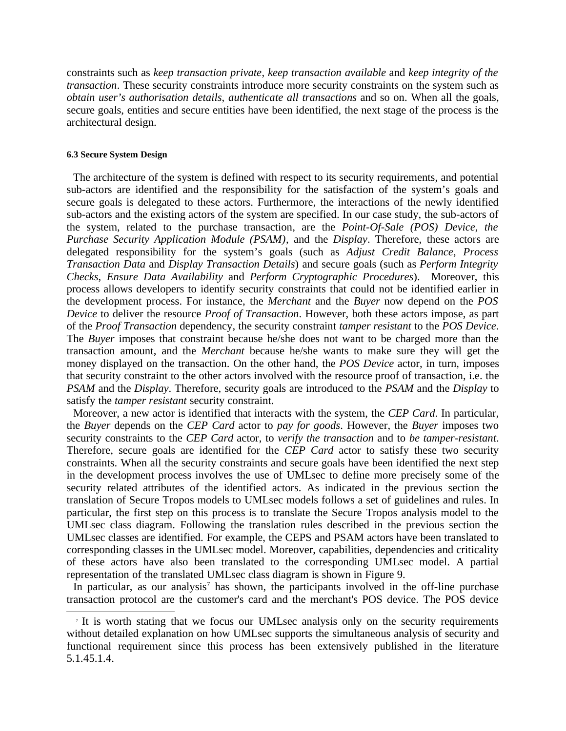constraints such as *keep transaction private*, *keep transaction available* and *keep integrity of the transaction*. These security constraints introduce more security constraints on the system such as *obtain user's authorisation details*, *authenticate all transactions* and so on. When all the goals, secure goals, entities and secure entities have been identified, the next stage of the process is the architectural design.

#### 6.3 Secure System Design

The architecture of the system is defined with respect to its security requirements, and potential sub-actors are identified and the responsibility for the satisfaction of the system's goals and secure goals is delegated to these actors. Furthermore, the interactions of the newly identified sub-actors and the existing actors of the system are specified. In our case study, the sub-actors of the system, related to the purchase transaction, are the *Point-Of-Sale (POS) Device*, *the Purchase Security Application Module (PSAM)*, and the *Display*. Therefore, these actors are delegated responsibility for the system's goals (such as *Adjust Credit Balance*, *Process Transaction Data* and *Display Transaction Details*) and secure goals (such as *Perform Integrity Checks*, *Ensure Data Availability* and *Perform Cryptographic Procedures*). Moreover, this process allows developers to identify security constraints that could not be identified earlier in the development process. For instance, the *Merchant* and the *Buyer* now depend on the *POS Device* to deliver the resource *Proof of Transaction*. However, both these actors impose, as part of the *Proof Transaction* dependency, the security constraint *tamper resistant* to the *POS Device*. The *Buyer* imposes that constraint because he/she does not want to be charged more than the transaction amount, and the *Merchant* because he/she wants to make sure they will get the money displayed on the transaction. On the other hand, the *POS Device* actor, in turn, imposes that security constraint to the other actors involved with the resource proof of transaction, i.e. the *PSAM* and the *Display*. Therefore, security goals are introduced to the *PSAM* and the *Display* to satisfy the *tamper resistant* security constraint.

Moreover, a new actor is identified that interacts with the system, the *CEP Card*. In particular, the *Buyer* depends on the *CEP Card* actor to *pay for goods*. However, the *Buyer* imposes two security constraints to the *CEP Card* actor, to *verify the transaction* and to *be tamper-resistant*. Therefore, secure goals are identified for the *CEP Card* actor to satisfy these two security constraints. When all the security constraints and secure goals have been identified the next step in the development process involves the use of UMLsec to define more precisely some of the security related attributes of the identified actors. As indicated in the previous section the translation of Secure Tropos models to UMLsec models follows a set of guidelines and rules. In particular, the first step on this process is to translate the Secure Tropos analysis model to the UMLsec class diagram. Following the translation rules described in the previous section the UMLsec classes are identified. For example, the CEPS and PSAM actors have been translated to corresponding classes in the UMLsec model. Moreover, capabilities, dependencies and criticality of these actors have also been translated to the corresponding UMLsec model. A partial representation of the translated UMLsec class diagram is shown in Figure 9.

In particular, as our analysis[7] has shown, the participants involved in the off-line purchase transaction protocol are the customer's card and the merchant's POS device. The POS device

[7] It is worth stating that we focus our UMLsec analysis only on the security requirements without detailed explanation on how UMLsec supports the simultaneous analysis of security and functional requirement since this process has been extensively published in the literature 5.1.45.1.4.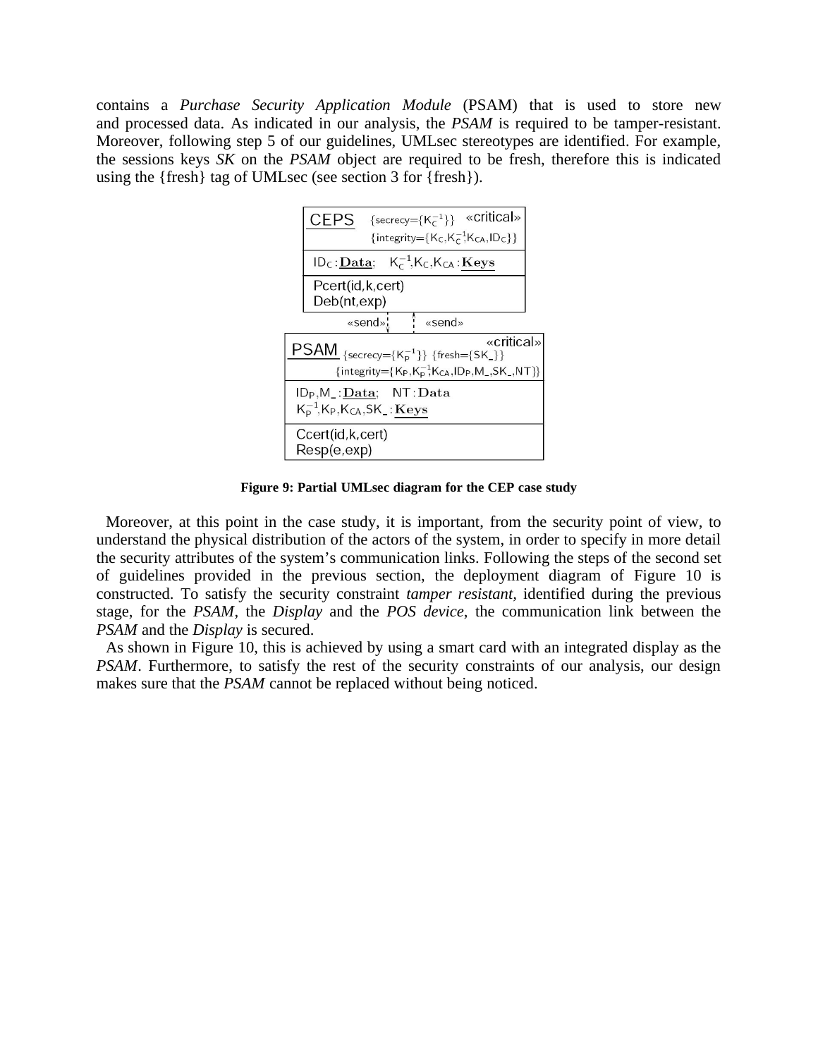contains a *Purchase Security Application Module* (PSAM) that is used to store new and processed data. As indicated in our analysis, the *PSAM* is required to be tamper-resistant. Moreover, following step 5 of our guidelines, UMLsec stereotypes are identified. For example, the sessions keys *SK* on the *PSAM* object are required to be fresh, therefore this is indicated using the {fresh} tag of UMLsec (see section 3 for {fresh}).

**Figure 9: Partial UMLsec diagram for the CEP case study**

Moreover, at this point in the case study, it is important, from the security point of view, to understand the physical distribution of the actors of the system, in order to specify in more detail the security attributes of the system's communication links. Following the steps of the second set of guidelines provided in the previous section, the deployment diagram of Figure 10 is constructed. To satisfy the security constraint *tamper resistant*, identified during the previous stage, for the *PSAM*, the *Display* and the *POS device*, the communication link between the *PSAM* and the *Display* is secured.

As shown in Figure 10, this is achieved by using a smart card with an integrated display as the *PSAM*. Furthermore, to satisfy the rest of the security constraints of our analysis, our design makes sure that the *PSAM* cannot be replaced without being noticed.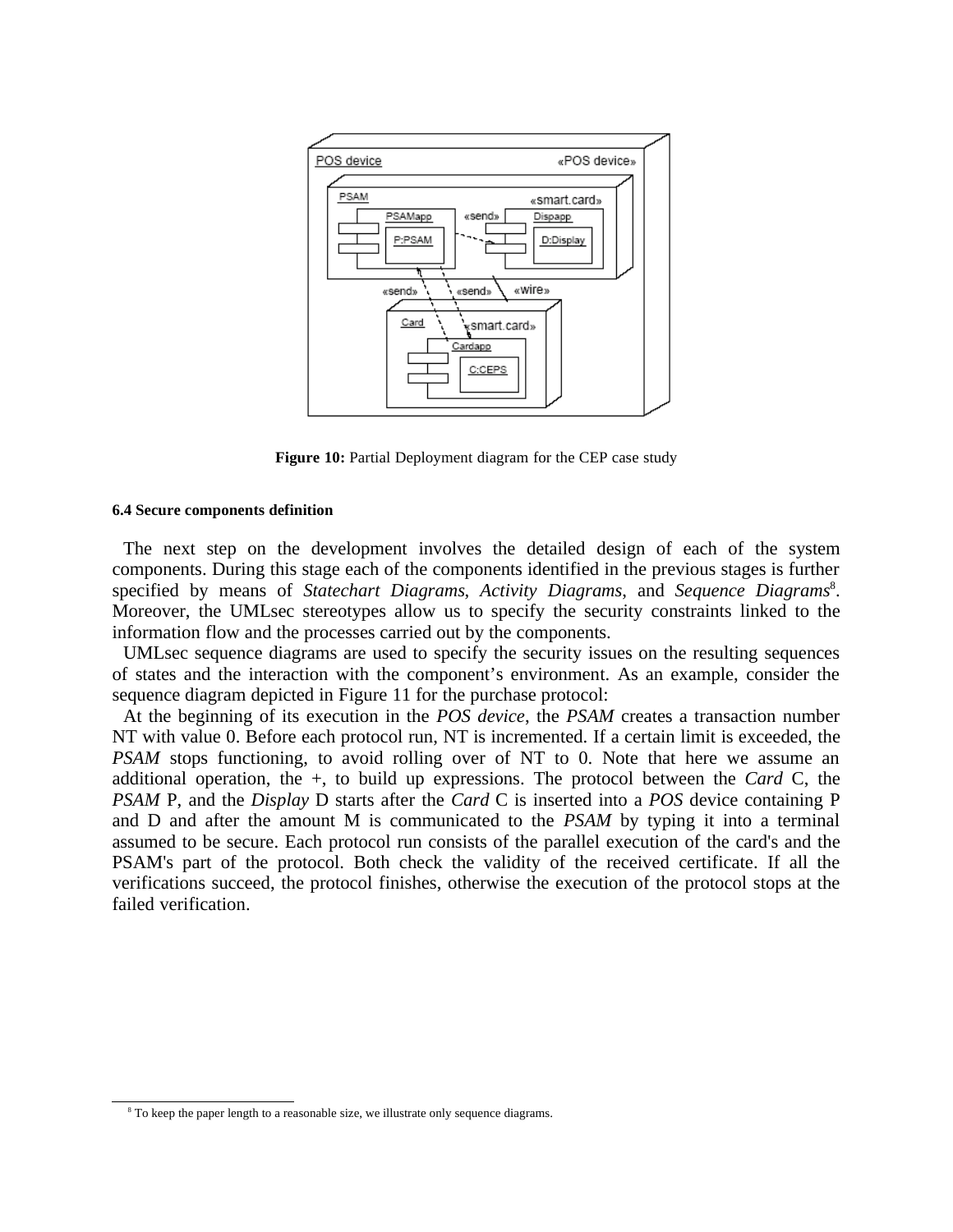**Figure 10:** Partial Deployment diagram for the CEP case study

#### 6.4 Secure components definition

The next step on the development involves the detailed design of each of the system components. During this stage each of the components identified in the previous stages is further specified by means of *Statechart Diagrams*, *Activity Diagrams*, and *Sequence Diagrams*[8]. Moreover, the UMLsec stereotypes allow us to specify the security constraints linked to the information flow and the processes carried out by the components.

UMLsec sequence diagrams are used to specify the security issues on the resulting sequences of states and the interaction with the component's environment. As an example, consider the sequence diagram depicted in Figure 11 for the purchase protocol:

At the beginning of its execution in the *POS device*, the *PSAM* creates a transaction number NT with value 0. Before each protocol run, NT is incremented. If a certain limit is exceeded, the *PSAM* stops functioning, to avoid rolling over of NT to 0. Note that here we assume an additional operation, the +, to build up expressions. The protocol between the *Card* C, the *PSAM* P, and the *Display* D starts after the *Card* C is inserted into a *POS* device containing P and D and after the amount M is communicated to the *PSAM* by typing it into a terminal assumed to be secure. Each protocol run consists of the parallel execution of the card's and the PSAM's part of the protocol. Both check the validity of the received certificate. If all the verifications succeed, the protocol finishes, otherwise the execution of the protocol stops at the failed verification.

[8] To keep the paper length to a reasonable size, we illustrate only sequence diagrams.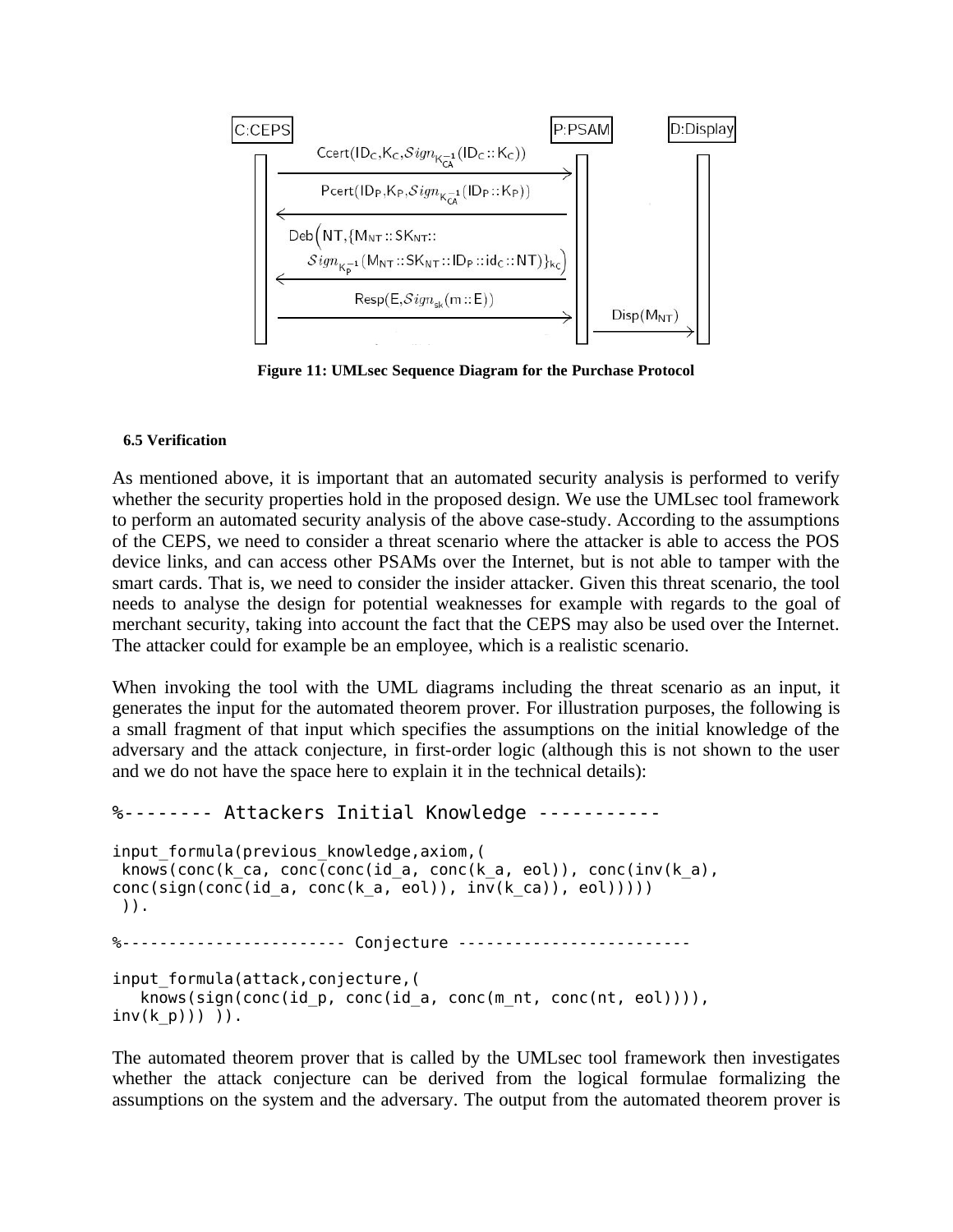Figure 11: UMLsec Sequence Diagram for the Purchase Protocol

### 6.5 Verification

As mentioned above, it is important that an automated security analysis is performed to verify whether the security properties hold in the proposed design. We use the UMLsec tool framework to perform an automated security analysis of the above case-study. According to the assumptions of the CEPS, we need to consider a threat scenario where the attacker is able to access the POS device links, and can access other PSAMs over the Internet, but is not able to tamper with the smart cards. That is, we need to consider the insider attacker. Given this threat scenario, the tool needs to analyse the design for potential weaknesses for example with regards to the goal of merchant security, taking into account the fact that the CEPS may also be used over the Internet. The attacker could for example be an employee, which is a realistic scenario.

When invoking the tool with the UML diagrams including the threat scenario as an input, it generates the input for the automated theorem prover. For illustration purposes, the following is a small fragment of that input which specifies the assumptions on the initial knowledge of the adversary and the attack conjecture, in first-order logic (although this is not shown to the user and we do not have the space here to explain it in the technical details):

```
%-------- Attackers Initial Knowledge -----------

input_formula(previous_knowledge,axiom,(
 knows(conc(k_ca, conc(conc(id_a, conc(k_a, eol)), conc(inv(k_a),
conc(sign(conc(id_a, conc(k_a, eol)), inv(k_ca)), eol)))))
 )).

%------------------------ Conjecture -------------------------

input_formula(attack,conjecture,(
   knows(sign(conc(id_p, conc(id_a, conc(m_nt, conc(nt, eol)))),
inv(k_p))) )).
```

The automated theorem prover that is called by the UMLsec tool framework then investigates whether the attack conjecture can be derived from the logical formulae formalizing the assumptions on the system and the adversary. The output from the automated theorem prover is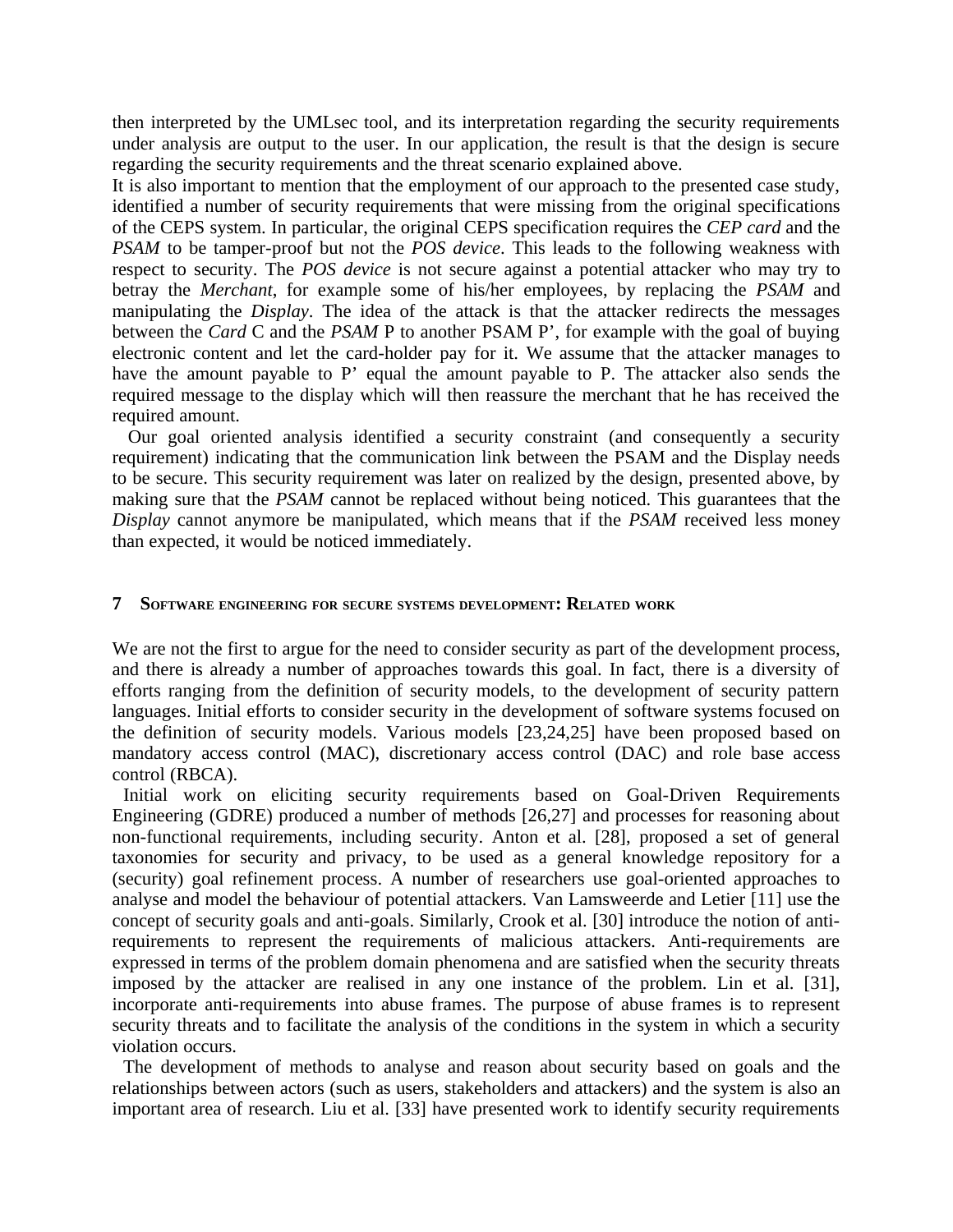then interpreted by the UMLsec tool, and its interpretation regarding the security requirements under analysis are output to the user. In our application, the result is that the design is secure regarding the security requirements and the threat scenario explained above.

It is also important to mention that the employment of our approach to the presented case study, identified a number of security requirements that were missing from the original specifications of the CEPS system. In particular, the original CEPS specification requires the *CEP card* and the *PSAM* to be tamper-proof but not the *POS device*. This leads to the following weakness with respect to security. The *POS device* is not secure against a potential attacker who may try to betray the *Merchant*, for example some of his/her employees, by replacing the *PSAM* and manipulating the *Display*. The idea of the attack is that the attacker redirects the messages between the *Card* C and the *PSAM* P to another PSAM P', for example with the goal of buying electronic content and let the card-holder pay for it. We assume that the attacker manages to have the amount payable to P' equal the amount payable to P. The attacker also sends the required message to the display which will then reassure the merchant that he has received the required amount.

Our goal oriented analysis identified a security constraint (and consequently a security requirement) indicating that the communication link between the PSAM and the Display needs to be secure. This security requirement was later on realized by the design, presented above, by making sure that the *PSAM* cannot be replaced without being noticed. This guarantees that the *Display* cannot anymore be manipulated, which means that if the *PSAM* received less money than expected, it would be noticed immediately.

## 7 Software engineering for secure systems development: Related work

We are not the first to argue for the need to consider security as part of the development process, and there is already a number of approaches towards this goal. In fact, there is a diversity of efforts ranging from the definition of security models, to the development of security pattern languages. Initial efforts to consider security in the development of software systems focused on the definition of security models. Various models [23,24,25] have been proposed based on mandatory access control (MAC), discretionary access control (DAC) and role base access control (RBCA).

Initial work on eliciting security requirements based on Goal-Driven Requirements Engineering (GDRE) produced a number of methods [26,27] and processes for reasoning about non-functional requirements, including security. Anton et al. [28], proposed a set of general taxonomies for security and privacy, to be used as a general knowledge repository for a (security) goal refinement process. A number of researchers use goal-oriented approaches to analyse and model the behaviour of potential attackers. Van Lamsweerde and Letier [11] use the concept of security goals and anti-goals. Similarly, Crook et al. [30] introduce the notion of anti-requirements to represent the requirements of malicious attackers. Anti-requirements are expressed in terms of the problem domain phenomena and are satisfied when the security threats imposed by the attacker are realised in any one instance of the problem. Lin et al. [31], incorporate anti-requirements into abuse frames. The purpose of abuse frames is to represent security threats and to facilitate the analysis of the conditions in the system in which a security violation occurs.

The development of methods to analyse and reason about security based on goals and the relationships between actors (such as users, stakeholders and attackers) and the system is also an important area of research. Liu et al. [33] have presented work to identify security requirements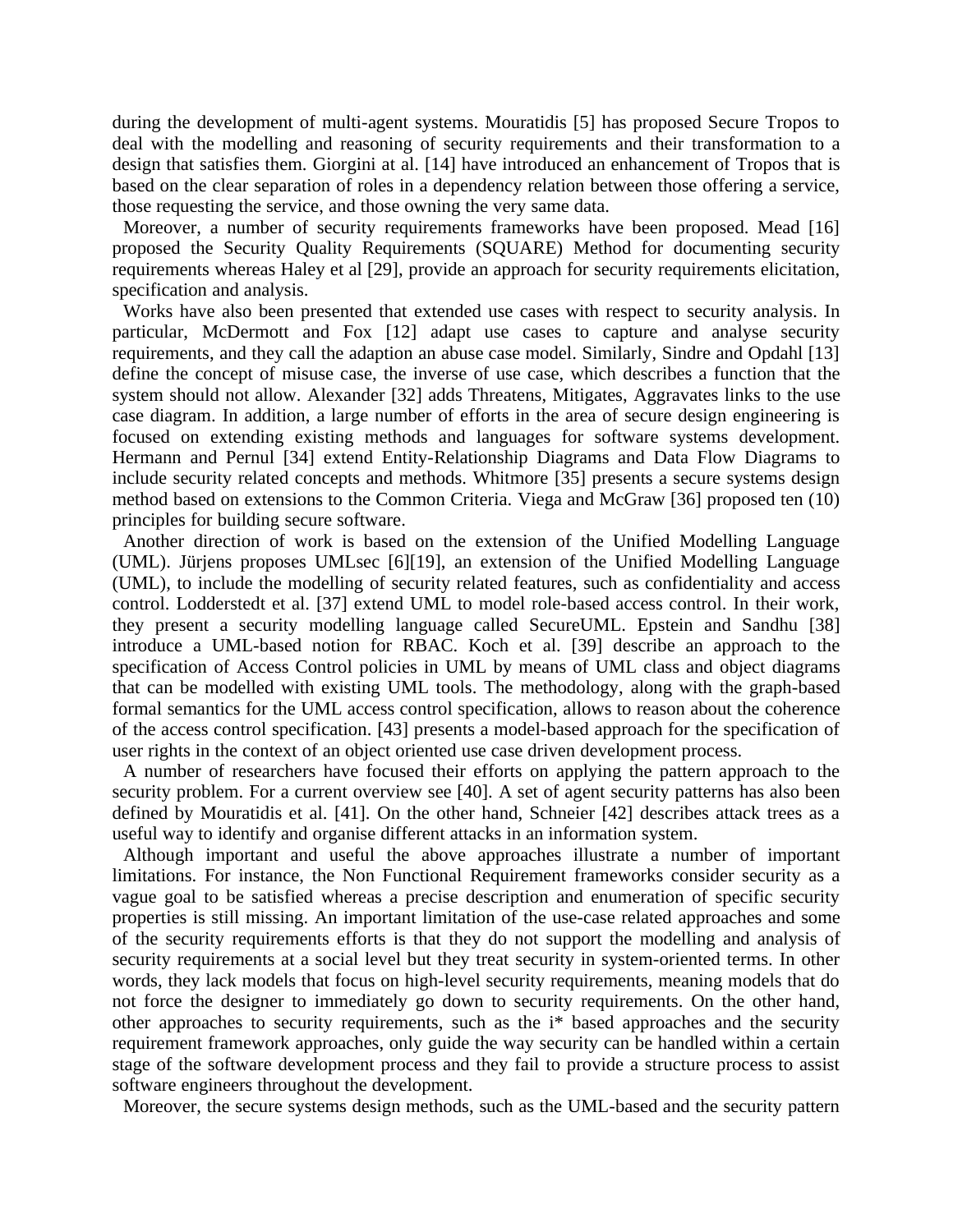during the development of multi-agent systems. Mouratidis [5] has proposed Secure Tropos to deal with the modelling and reasoning of security requirements and their transformation to a design that satisfies them. Giorgini at al. [14] have introduced an enhancement of Tropos that is based on the clear separation of roles in a dependency relation between those offering a service, those requesting the service, and those owning the very same data.

Moreover, a number of security requirements frameworks have been proposed. Mead [16] proposed the Security Quality Requirements (SQUARE) Method for documenting security requirements whereas Haley et al [29], provide an approach for security requirements elicitation, specification and analysis.

Works have also been presented that extended use cases with respect to security analysis. In particular, McDermott and Fox [12] adapt use cases to capture and analyse security requirements, and they call the adaption an abuse case model. Similarly, Sindre and Opdahl [13] define the concept of misuse case, the inverse of use case, which describes a function that the system should not allow. Alexander [32] adds Threatens, Mitigates, Aggravates links to the use case diagram. In addition, a large number of efforts in the area of secure design engineering is focused on extending existing methods and languages for software systems development. Hermann and Pernul [34] extend Entity-Relationship Diagrams and Data Flow Diagrams to include security related concepts and methods. Whitmore [35] presents a secure systems design method based on extensions to the Common Criteria. Viega and McGraw [36] proposed ten (10) principles for building secure software.

Another direction of work is based on the extension of the Unified Modelling Language (UML). Jürjens proposes UMLsec [6][19], an extension of the Unified Modelling Language (UML), to include the modelling of security related features, such as confidentiality and access control. Lodderstedt et al. [37] extend UML to model role-based access control. In their work, they present a security modelling language called SecureUML. Epstein and Sandhu [38] introduce a UML-based notion for RBAC. Koch et al. [39] describe an approach to the specification of Access Control policies in UML by means of UML class and object diagrams that can be modelled with existing UML tools. The methodology, along with the graph-based formal semantics for the UML access control specification, allows to reason about the coherence of the access control specification. [43] presents a model-based approach for the specification of user rights in the context of an object oriented use case driven development process.

A number of researchers have focused their efforts on applying the pattern approach to the security problem. For a current overview see [40]. A set of agent security patterns has also been defined by Mouratidis et al. [41]. On the other hand, Schneier [42] describes attack trees as a useful way to identify and organise different attacks in an information system.

Although important and useful the above approaches illustrate a number of important limitations. For instance, the Non Functional Requirement frameworks consider security as a vague goal to be satisfied whereas a precise description and enumeration of specific security properties is still missing. An important limitation of the use-case related approaches and some of the security requirements efforts is that they do not support the modelling and analysis of security requirements at a social level but they treat security in system-oriented terms. In other words, they lack models that focus on high-level security requirements, meaning models that do not force the designer to immediately go down to security requirements. On the other hand, other approaches to security requirements, such as the i* based approaches and the security requirement framework approaches, only guide the way security can be handled within a certain stage of the software development process and they fail to provide a structure process to assist software engineers throughout the development.

Moreover, the secure systems design methods, such as the UML-based and the security pattern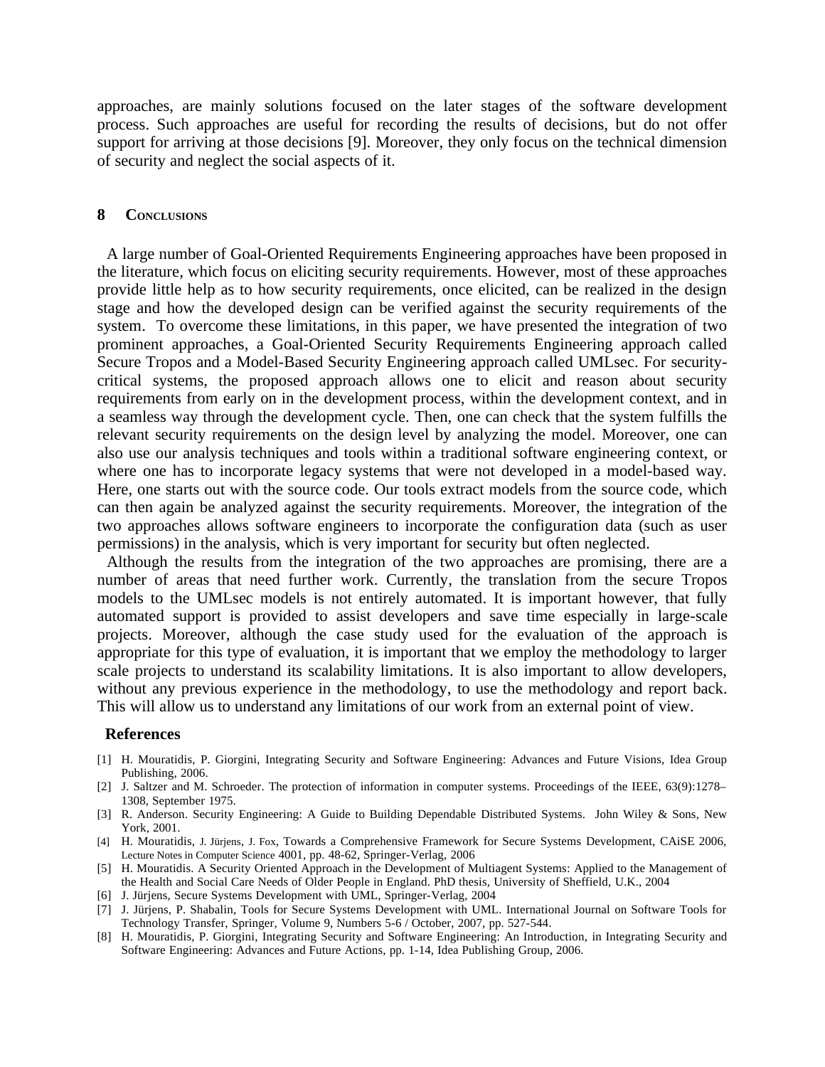approaches, are mainly solutions focused on the later stages of the software development process. Such approaches are useful for recording the results of decisions, but do not offer support for arriving at those decisions [9]. Moreover, they only focus on the technical dimension of security and neglect the social aspects of it.

## 8 Conclusions

A large number of Goal-Oriented Requirements Engineering approaches have been proposed in the literature, which focus on eliciting security requirements. However, most of these approaches provide little help as to how security requirements, once elicited, can be realized in the design stage and how the developed design can be verified against the security requirements of the system. To overcome these limitations, in this paper, we have presented the integration of two prominent approaches, a Goal-Oriented Security Requirements Engineering approach called Secure Tropos and a Model-Based Security Engineering approach called UMLsec. For security-critical systems, the proposed approach allows one to elicit and reason about security requirements from early on in the development process, within the development context, and in a seamless way through the development cycle. Then, one can check that the system fulfills the relevant security requirements on the design level by analyzing the model. Moreover, one can also use our analysis techniques and tools within a traditional software engineering context, or where one has to incorporate legacy systems that were not developed in a model-based way. Here, one starts out with the source code. Our tools extract models from the source code, which can then again be analyzed against the security requirements. Moreover, the integration of the two approaches allows software engineers to incorporate the configuration data (such as user permissions) in the analysis, which is very important for security but often neglected.

Although the results from the integration of the two approaches are promising, there are a number of areas that need further work. Currently, the translation from the secure Tropos models to the UMLsec models is not entirely automated. It is important however, that fully automated support is provided to assist developers and save time especially in large-scale projects. Moreover, although the case study used for the evaluation of the approach is appropriate for this type of evaluation, it is important that we employ the methodology to larger scale projects to understand its scalability limitations. It is also important to allow developers, without any previous experience in the methodology, to use the methodology and report back. This will allow us to understand any limitations of our work from an external point of view.

## References

[1] H. Mouratidis, P. Giorgini, Integrating Security and Software Engineering: Advances and Future Visions, Idea Group Publishing, 2006.

[2] J. Saltzer and M. Schroeder. The protection of information in computer systems. Proceedings of the IEEE, 63(9):1278–1308, September 1975.

[3] R. Anderson. Security Engineering: A Guide to Building Dependable Distributed Systems. John Wiley & Sons, New York, 2001.

[4] H. Mouratidis, J. Jürjens, J. Fox, Towards a Comprehensive Framework for Secure Systems Development, CAiSE 2006, Lecture Notes in Computer Science 4001, pp. 48-62, Springer-Verlag, 2006

[5] H. Mouratidis. A Security Oriented Approach in the Development of Multiagent Systems: Applied to the Management of the Health and Social Care Needs of Older People in England. PhD thesis, University of Sheffield, U.K., 2004

[6] J. Jürjens, Secure Systems Development with UML, Springer-Verlag, 2004

[7] J. Jürjens, P. Shabalin, Tools for Secure Systems Development with UML. International Journal on Software Tools for Technology Transfer, Springer, Volume 9, Numbers 5-6 / October, 2007, pp. 527-544.

[8] H. Mouratidis, P. Giorgini, Integrating Security and Software Engineering: An Introduction, in Integrating Security and Software Engineering: Advances and Future Actions, pp. 1-14, Idea Publishing Group, 2006.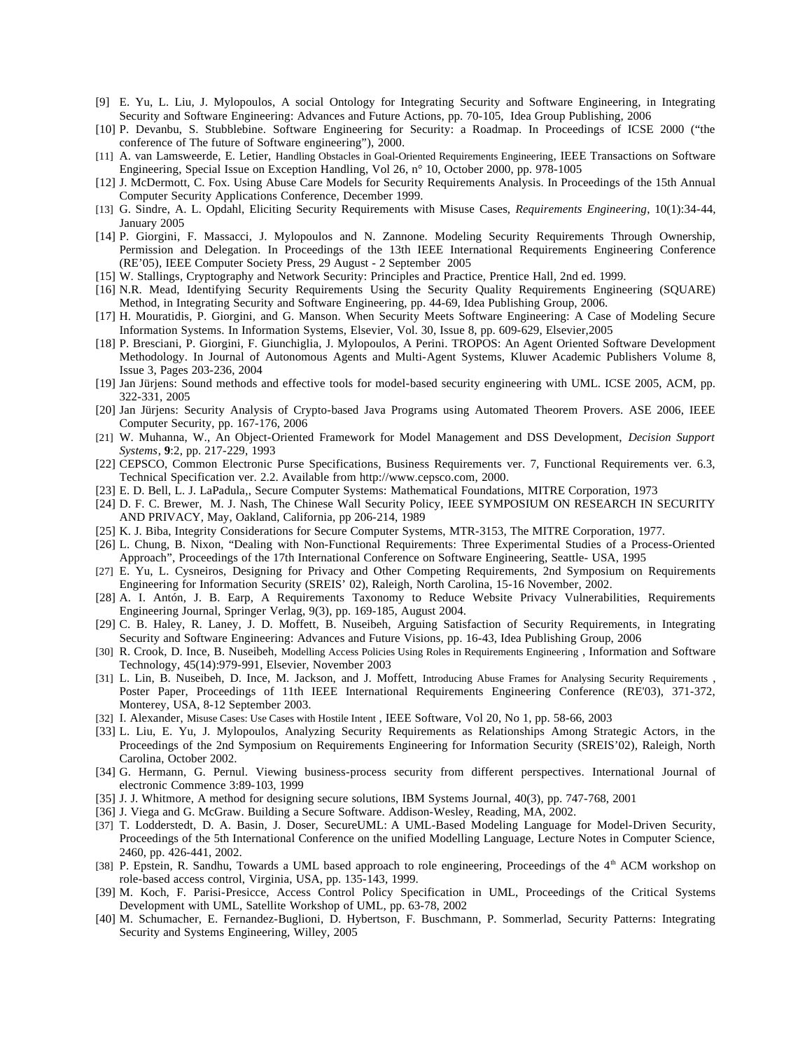[9] E. Yu, L. Liu, J. Mylopoulos, A social Ontology for Integrating Security and Software Engineering, in Integrating Security and Software Engineering: Advances and Future Actions, pp. 70-105, Idea Group Publishing, 2006

[10] P. Devanbu, S. Stubblebine. Software Engineering for Security: a Roadmap. In Proceedings of ICSE 2000 ("the conference of The future of Software engineering"), 2000.

[11] A. van Lamsweerde, E. Letier, Handling Obstacles in Goal-Oriented Requirements Engineering, IEEE Transactions on Software Engineering, Special Issue on Exception Handling, Vol 26, n° 10, October 2000, pp. 978-1005

[12] J. McDermott, C. Fox. Using Abuse Care Models for Security Requirements Analysis. In Proceedings of the 15th Annual Computer Security Applications Conference, December 1999.

[13] G. Sindre, A. L. Opdahl, Eliciting Security Requirements with Misuse Cases, *Requirements Engineering*, 10(1):34-44, January 2005

[14] P. Giorgini, F. Massacci, J. Mylopoulos and N. Zannone. Modeling Security Requirements Through Ownership, Permission and Delegation. In Proceedings of the 13th IEEE International Requirements Engineering Conference (RE'05), IEEE Computer Society Press, 29 August - 2 September 2005

[15] W. Stallings, Cryptography and Network Security: Principles and Practice, Prentice Hall, 2nd ed. 1999.

[16] N.R. Mead, Identifying Security Requirements Using the Security Quality Requirements Engineering (SQUARE) Method, in Integrating Security and Software Engineering, pp. 44-69, Idea Publishing Group, 2006.

[17] H. Mouratidis, P. Giorgini, and G. Manson. When Security Meets Software Engineering: A Case of Modeling Secure Information Systems. In Information Systems, Elsevier, Vol. 30, Issue 8, pp. 609-629, Elsevier,2005

[18] P. Bresciani, P. Giorgini, F. Giunchiglia, J. Mylopoulos, A Perini. TROPOS: An Agent Oriented Software Development Methodology. In Journal of Autonomous Agents and Multi-Agent Systems, Kluwer Academic Publishers Volume 8, Issue 3, Pages 203-236, 2004

[19] Jan Jürjens: Sound methods and effective tools for model-based security engineering with UML. ICSE 2005, ACM, pp. 322-331, 2005

[20] Jan Jürjens: Security Analysis of Crypto-based Java Programs using Automated Theorem Provers. ASE 2006, IEEE Computer Security, pp. 167-176, 2006

[21] W. Muhanna, W., An Object-Oriented Framework for Model Management and DSS Development, *Decision Support Systems*, **9**:2, pp. 217-229, 1993

[22] CEPSCO, Common Electronic Purse Specifications, Business Requirements ver. 7, Functional Requirements ver. 6.3, Technical Specification ver. 2.2. Available from http://www.cepsco.com, 2000.

[23] E. D. Bell, L. J. LaPadula,, Secure Computer Systems: Mathematical Foundations, MITRE Corporation, 1973

[24] D. F. C. Brewer, M. J. Nash, The Chinese Wall Security Policy, IEEE SYMPOSIUM ON RESEARCH IN SECURITY AND PRIVACY, May, Oakland, California, pp 206-214, 1989

[25] K. J. Biba, Integrity Considerations for Secure Computer Systems, MTR-3153, The MITRE Corporation, 1977.

[26] L. Chung, B. Nixon, "Dealing with Non-Functional Requirements: Three Experimental Studies of a Process-Oriented Approach", Proceedings of the 17th International Conference on Software Engineering, Seattle- USA, 1995

[27] E. Yu, L. Cysneiros, Designing for Privacy and Other Competing Requirements, 2nd Symposium on Requirements Engineering for Information Security (SREIS' 02), Raleigh, North Carolina, 15-16 November, 2002.

[28] A. I. Antón, J. B. Earp, A Requirements Taxonomy to Reduce Website Privacy Vulnerabilities, Requirements Engineering Journal, Springer Verlag, 9(3), pp. 169-185, August 2004.

[29] C. B. Haley, R. Laney, J. D. Moffett, B. Nuseibeh, Arguing Satisfaction of Security Requirements, in Integrating Security and Software Engineering: Advances and Future Visions, pp. 16-43, Idea Publishing Group, 2006

[30] R. Crook, D. Ince, B. Nuseibeh, Modelling Access Policies Using Roles in Requirements Engineering , Information and Software Technology, 45(14):979-991, Elsevier, November 2003

[31] L. Lin, B. Nuseibeh, D. Ince, M. Jackson, and J. Moffett, Introducing Abuse Frames for Analysing Security Requirements , Poster Paper, Proceedings of 11th IEEE International Requirements Engineering Conference (RE'03), 371-372, Monterey, USA, 8-12 September 2003.

[32] I. Alexander, Misuse Cases: Use Cases with Hostile Intent , IEEE Software, Vol 20, No 1, pp. 58-66, 2003

[33] L. Liu, E. Yu, J. Mylopoulos, Analyzing Security Requirements as Relationships Among Strategic Actors, in the Proceedings of the 2nd Symposium on Requirements Engineering for Information Security (SREIS'02), Raleigh, North Carolina, October 2002.

[34] G. Hermann, G. Pernul. Viewing business-process security from different perspectives. International Journal of electronic Commence 3:89-103, 1999

[35] J. J. Whitmore, A method for designing secure solutions, IBM Systems Journal, 40(3), pp. 747-768, 2001

[36] J. Viega and G. McGraw. Building a Secure Software. Addison-Wesley, Reading, MA, 2002.

[37] T. Lodderstedt, D. A. Basin, J. Doser, SecureUML: A UML-Based Modeling Language for Model-Driven Security, Proceedings of the 5th International Conference on the unified Modelling Language, Lecture Notes in Computer Science, 2460, pp. 426-441, 2002.

[38] P. Epstein, R. Sandhu, Towards a UML based approach to role engineering, Proceedings of the 4th ACM workshop on role-based access control, Virginia, USA, pp. 135-143, 1999.

[39] M. Koch, F. Parisi-Presicce, Access Control Policy Specification in UML, Proceedings of the Critical Systems Development with UML, Satellite Workshop of UML, pp. 63-78, 2002

[40] M. Schumacher, E. Fernandez-Buglioni, D. Hybertson, F. Buschmann, P. Sommerlad, Security Patterns: Integrating Security and Systems Engineering, Willey, 2005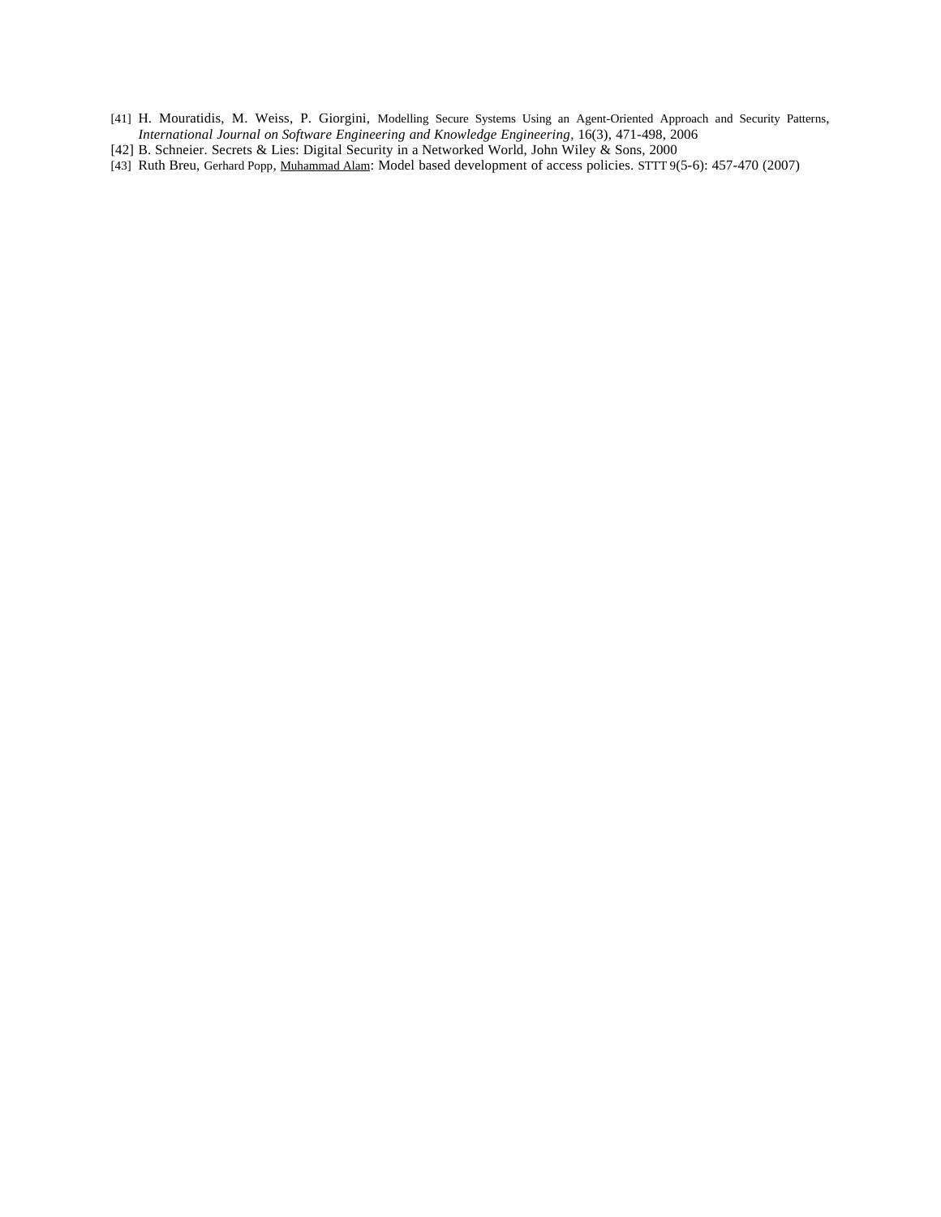[41] H. Mouratidis, M. Weiss, P. Giorgini, Modelling Secure Systems Using an Agent-Oriented Approach and Security Patterns, *International Journal on Software Engineering and Knowledge Engineering*, 16(3), 471-498, 2006

[42] B. Schneier. Secrets & Lies: Digital Security in a Networked World, John Wiley & Sons, 2000

[43] Ruth Breu, Gerhard Popp, Muhammad Alam: Model based development of access policies. STTT 9(5-6): 457-470 (2007)